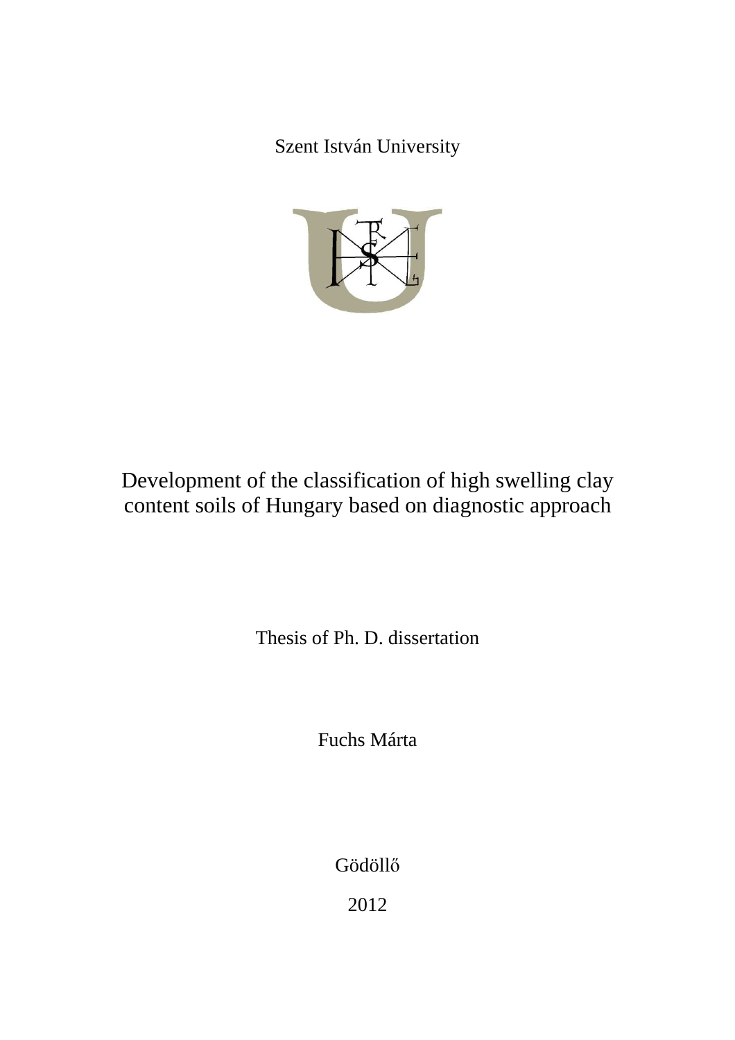Szent István University

# Development of the classification of high swelling clay content soils of Hungary based on diagnostic approach

Thesis of Ph. D. dissertation

Fuchs Márta

Gödöllő

2012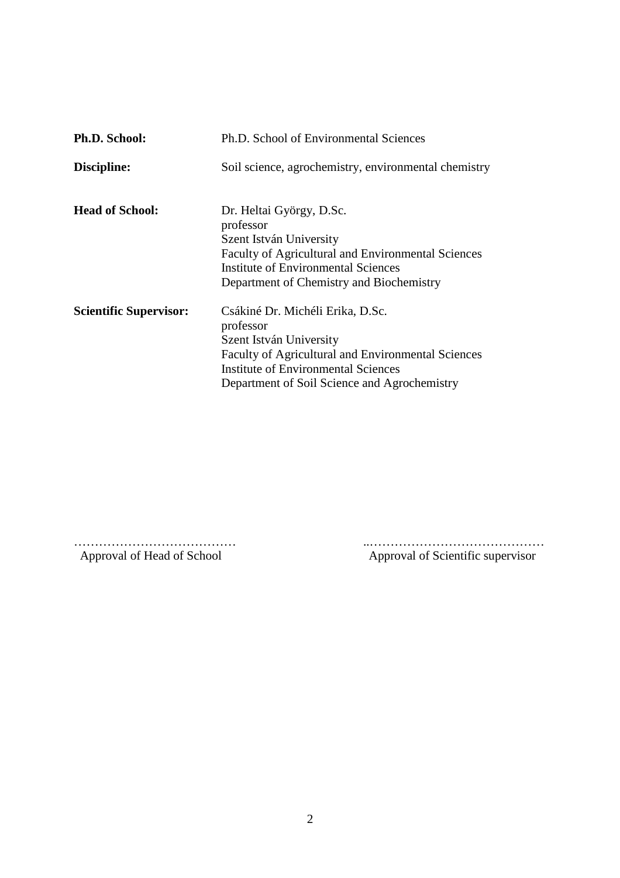| | |
|---|---|
| **Ph.D. School:** | Ph.D. School of Environmental Sciences |
| **Discipline:** | Soil science, agrochemistry, environmental chemistry |
| **Head of School:** | Dr. Heltai György, D.Sc.<br>professor<br>Szent István University<br>Faculty of Agricultural and Environmental Sciences<br>Institute of Environmental Sciences<br>Department of Chemistry and Biochemistry |
| **Scientific Supervisor:** | Csákiné Dr. Michéli Erika, D.Sc.<br>professor<br>Szent István University<br>Faculty of Agricultural and Environmental Sciences<br>Institute of Environmental Sciences<br>Department of Soil Science and Agrochemistry |

…………………………………
Approval of Head of School

..……………………………………
Approval of Scientific supervisor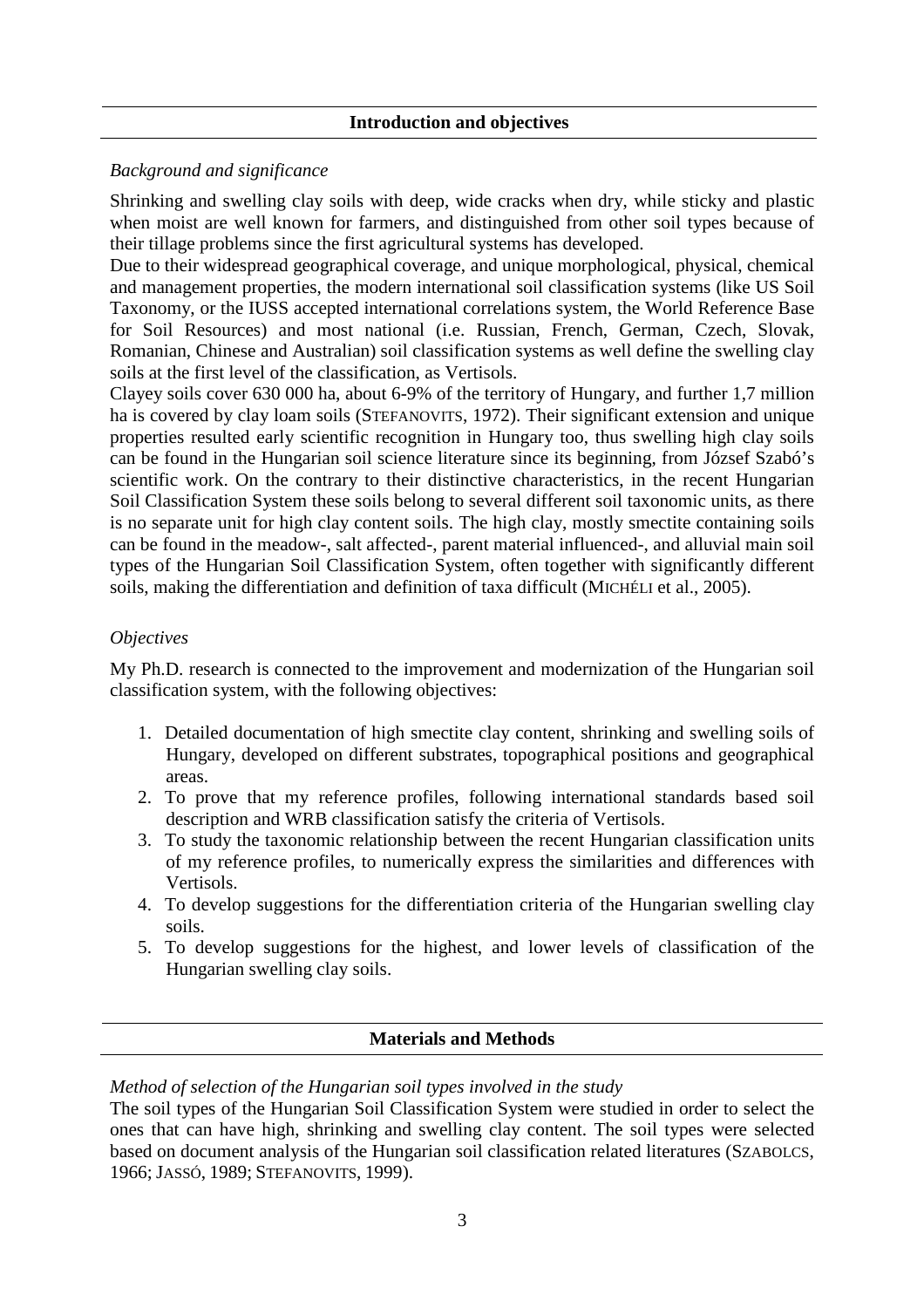## Introduction and objectives

*Background and significance*

Shrinking and swelling clay soils with deep, wide cracks when dry, while sticky and plastic when moist are well known for farmers, and distinguished from other soil types because of their tillage problems since the first agricultural systems has developed.

Due to their widespread geographical coverage, and unique morphological, physical, chemical and management properties, the modern international soil classification systems (like US Soil Taxonomy, or the IUSS accepted international correlations system, the World Reference Base for Soil Resources) and most national (i.e. Russian, French, German, Czech, Slovak, Romanian, Chinese and Australian) soil classification systems as well define the swelling clay soils at the first level of the classification, as Vertisols.

Clayey soils cover 630 000 ha, about 6-9% of the territory of Hungary, and further 1,7 million ha is covered by clay loam soils (STEFANOVITS, 1972). Their significant extension and unique properties resulted early scientific recognition in Hungary too, thus swelling high clay soils can be found in the Hungarian soil science literature since its beginning, from József Szabó's scientific work. On the contrary to their distinctive characteristics, in the recent Hungarian Soil Classification System these soils belong to several different soil taxonomic units, as there is no separate unit for high clay content soils. The high clay, mostly smectite containing soils can be found in the meadow-, salt affected-, parent material influenced-, and alluvial main soil types of the Hungarian Soil Classification System, often together with significantly different soils, making the differentiation and definition of taxa difficult (MICHÉLI et al., 2005).

*Objectives*

My Ph.D. research is connected to the improvement and modernization of the Hungarian soil classification system, with the following objectives:

1. Detailed documentation of high smectite clay content, shrinking and swelling soils of Hungary, developed on different substrates, topographical positions and geographical areas.
2. To prove that my reference profiles, following international standards based soil description and WRB classification satisfy the criteria of Vertisols.
3. To study the taxonomic relationship between the recent Hungarian classification units of my reference profiles, to numerically express the similarities and differences with Vertisols.
4. To develop suggestions for the differentiation criteria of the Hungarian swelling clay soils.
5. To develop suggestions for the highest, and lower levels of classification of the Hungarian swelling clay soils.

## Materials and Methods

*Method of selection of the Hungarian soil types involved in the study*

The soil types of the Hungarian Soil Classification System were studied in order to select the ones that can have high, shrinking and swelling clay content. The soil types were selected based on document analysis of the Hungarian soil classification related literatures (SZABOLCS, 1966; JASSÓ, 1989; STEFANOVITS, 1999).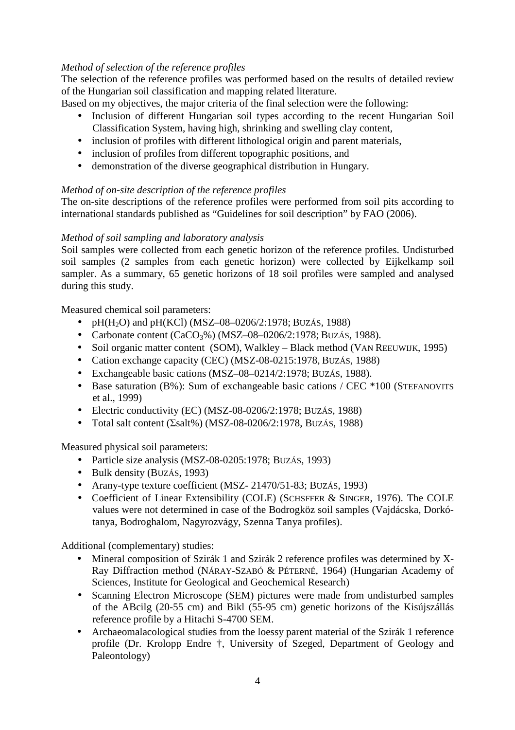*Method of selection of the reference profiles*

The selection of the reference profiles was performed based on the results of detailed review of the Hungarian soil classification and mapping related literature.

Based on my objectives, the major criteria of the final selection were the following:

- Inclusion of different Hungarian soil types according to the recent Hungarian Soil Classification System, having high, shrinking and swelling clay content,
- inclusion of profiles with different lithological origin and parent materials,
- inclusion of profiles from different topographic positions, and
- demonstration of the diverse geographical distribution in Hungary.

*Method of on-site description of the reference profiles*

The on-site descriptions of the reference profiles were performed from soil pits according to international standards published as "Guidelines for soil description" by FAO (2006).

*Method of soil sampling and laboratory analysis*

Soil samples were collected from each genetic horizon of the reference profiles. Undisturbed soil samples (2 samples from each genetic horizon) were collected by Eijkelkamp soil sampler. As a summary, 65 genetic horizons of 18 soil profiles were sampled and analysed during this study.

Measured chemical soil parameters:

- pH($H_2O$) and pH(KCl) (MSZ–08–0206/2:1978; BUZÁS, 1988)
- Carbonate content ($CaCO_3$%) (MSZ–08–0206/2:1978; BUZÁS, 1988).
- Soil organic matter content (SOM), Walkley – Black method (VAN REEUWIJK, 1995)
- Cation exchange capacity (CEC) (MSZ-08-0215:1978, BUZÁS, 1988)
- Exchangeable basic cations (MSZ–08–0214/2:1978; BUZÁS, 1988).
- Base saturation (B%): Sum of exchangeable basic cations / CEC *100 (STEFANOVITS et al., 1999)
- Electric conductivity (EC) (MSZ-08-0206/2:1978; BUZÁS, 1988)
- Total salt content ($\Sigma$salt%) (MSZ-08-0206/2:1978, BUZÁS, 1988)

Measured physical soil parameters:

- Particle size analysis (MSZ-08-0205:1978; BUZÁS, 1993)
- Bulk density (BUZÁS, 1993)
- Arany-type texture coefficient (MSZ- 21470/51-83; BUZÁS, 1993)
- Coefficient of Linear Extensibility (COLE) (SCHSFFER & SINGER, 1976). The COLE values were not determined in case of the Bodrogköz soil samples (Vajdácska, Dorkó-tanya, Bodroghalom, Nagyrozvágy, Szenna Tanya profiles).

Additional (complementary) studies:

- Mineral composition of Szirák 1 and Szirák 2 reference profiles was determined by X-Ray Diffraction method (NÁRAY-SZABÓ & PÉTERNÉ, 1964) (Hungarian Academy of Sciences, Institute for Geological and Geochemical Research)
- Scanning Electron Microscope (SEM) pictures were made from undisturbed samples of the ABcilg (20-55 cm) and Bikl (55-95 cm) genetic horizons of the Kisújszállás reference profile by a Hitachi S-4700 SEM.
- Archaeomalacological studies from the loessy parent material of the Szirák 1 reference profile (Dr. Krolopp Endre †, University of Szeged, Department of Geology and Paleontology)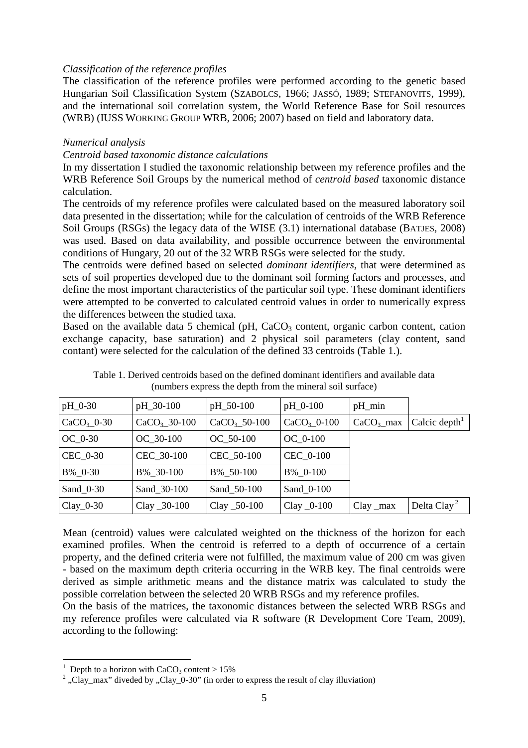*Classification of the reference profiles*

The classification of the reference profiles were performed according to the genetic based Hungarian Soil Classification System (SZABOLCS, 1966; JASSÓ, 1989; STEFANOVITS, 1999), and the international soil correlation system, the World Reference Base for Soil resources (WRB) (IUSS WORKING GROUP WRB, 2006; 2007) based on field and laboratory data.

*Numerical analysis*

*Centroid based taxonomic distance calculations*

In my dissertation I studied the taxonomic relationship between my reference profiles and the WRB Reference Soil Groups by the numerical method of *centroid based* taxonomic distance calculation.

The centroids of my reference profiles were calculated based on the measured laboratory soil data presented in the dissertation; while for the calculation of centroids of the WRB Reference Soil Groups (RSGs) the legacy data of the WISE (3.1) international database (BATJES, 2008) was used. Based on data availability, and possible occurrence between the environmental conditions of Hungary, 20 out of the 32 WRB RSGs were selected for the study.

The centroids were defined based on selected *dominant identifiers,* that were determined as sets of soil properties developed due to the dominant soil forming factors and processes, and define the most important characteristics of the particular soil type. These dominant identifiers were attempted to be converted to calculated centroid values in order to numerically express the differences between the studied taxa.

Based on the available data 5 chemical (pH, $CaCO_3$ content, organic carbon content, cation exchange capacity, base saturation) and 2 physical soil parameters (clay content, sand contant) were selected for the calculation of the defined 33 centroids (Table 1.).

Table 1. Derived centroids based on the defined dominant identifiers and available data (numbers express the depth from the mineral soil surface)

| pH_0-30 | pH_30-100 | pH_50-100 | pH_0-100 | pH_min | |
|---|---|---|---|---|---|
| $CaCO_3$_0-30 | $CaCO_3$_30-100 | $CaCO_3$_50-100 | $CaCO_3$_0-100 | $CaCO_3$_max | Calcic depth[1] |
| OC_0-30 | OC_30-100 | OC_50-100 | OC_0-100 | | |
| CEC_0-30 | CEC_30-100 | CEC_50-100 | CEC_0-100 | | |
| B%_0-30 | B%_30-100 | B%_50-100 | B%_0-100 | | |
| Sand_0-30 | Sand_30-100 | Sand_50-100 | Sand_0-100 | | |
| Clay_0-30 | Clay _30-100 | Clay _50-100 | Clay _0-100 | Clay _max | Delta Clay[2] |

Mean (centroid) values were calculated weighted on the thickness of the horizon for each examined profiles. When the centroid is referred to a depth of occurrence of a certain property, and the defined criteria were not fulfilled, the maximum value of 200 cm was given - based on the maximum depth criteria occurring in the WRB key. The final centroids were derived as simple arithmetic means and the distance matrix was calculated to study the possible correlation between the selected 20 WRB RSGs and my reference profiles.

On the basis of the matrices, the taxonomic distances between the selected WRB RSGs and my reference profiles were calculated via R software (R Development Core Team, 2009), according to the following:

[1] Depth to a horizon with $CaCO_3$ content > 15%

[2] „Clay_max" diveded by „Clay_0-30" (in order to express the result of clay illuviation)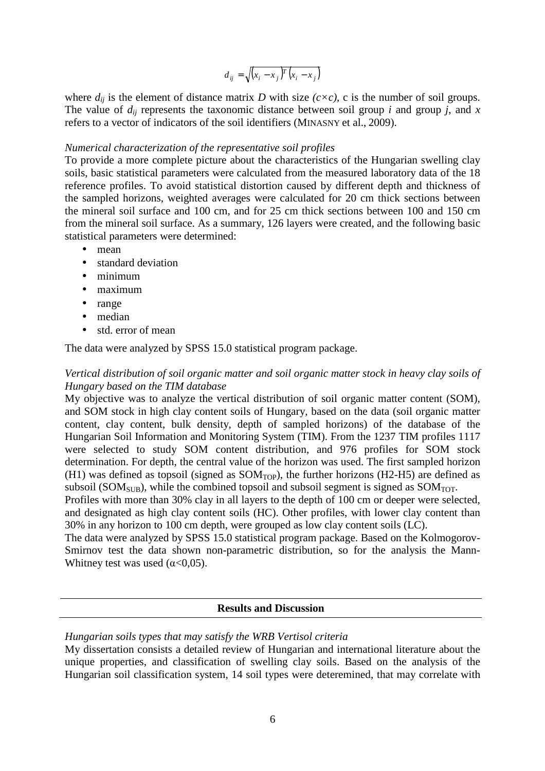$$d_{ij} = \sqrt{(x_i - x_j)^T (x_i - x_j)}$$

where $d_{ij}$ is the element of distance matrix *D* with size $(c \times c)$, c is the number of soil groups. The value of $d_{ij}$ represents the taxonomic distance between soil group *i* and group *j*, and *x* refers to a vector of indicators of the soil identifiers (MINASNY et al., 2009).

*Numerical characterization of the representative soil profiles*

To provide a more complete picture about the characteristics of the Hungarian swelling clay soils, basic statistical parameters were calculated from the measured laboratory data of the 18 reference profiles. To avoid statistical distortion caused by different depth and thickness of the sampled horizons, weighted averages were calculated for 20 cm thick sections between the mineral soil surface and 100 cm, and for 25 cm thick sections between 100 and 150 cm from the mineral soil surface. As a summary, 126 layers were created, and the following basic statistical parameters were determined:

- mean
- standard deviation
- minimum
- maximum
- range
- median
- std. error of mean

The data were analyzed by SPSS 15.0 statistical program package.

*Vertical distribution of soil organic matter and soil organic matter stock in heavy clay soils of Hungary based on the TIM database*

My objective was to analyze the vertical distribution of soil organic matter content (SOM), and SOM stock in high clay content soils of Hungary, based on the data (soil organic matter content, clay content, bulk density, depth of sampled horizons) of the database of the Hungarian Soil Information and Monitoring System (TIM). From the 1237 TIM profiles 1117 were selected to study SOM content distribution, and 976 profiles for SOM stock determination. For depth, the central value of the horizon was used. The first sampled horizon (H1) was defined as topsoil (signed as $SOM_{TOP}$), the further horizons (H2-H5) are defined as subsoil ($SOM_{SUB}$), while the combined topsoil and subsoil segment is signed as $SOM_{TOT}$.

Profiles with more than 30% clay in all layers to the depth of 100 cm or deeper were selected, and designated as high clay content soils (HC). Other profiles, with lower clay content than 30% in any horizon to 100 cm depth, were grouped as low clay content soils (LC).

The data were analyzed by SPSS 15.0 statistical program package. Based on the Kolmogorov-Smirnov test the data shown non-parametric distribution, so for the analysis the Mann-Whitney test was used ($\alpha$<0,05).

## Results and Discussion

*Hungarian soils types that may satisfy the WRB Vertisol criteria*

My dissertation consists a detailed review of Hungarian and international literature about the unique properties, and classification of swelling clay soils. Based on the analysis of the Hungarian soil classification system, 14 soil types were deteremined, that may correlate with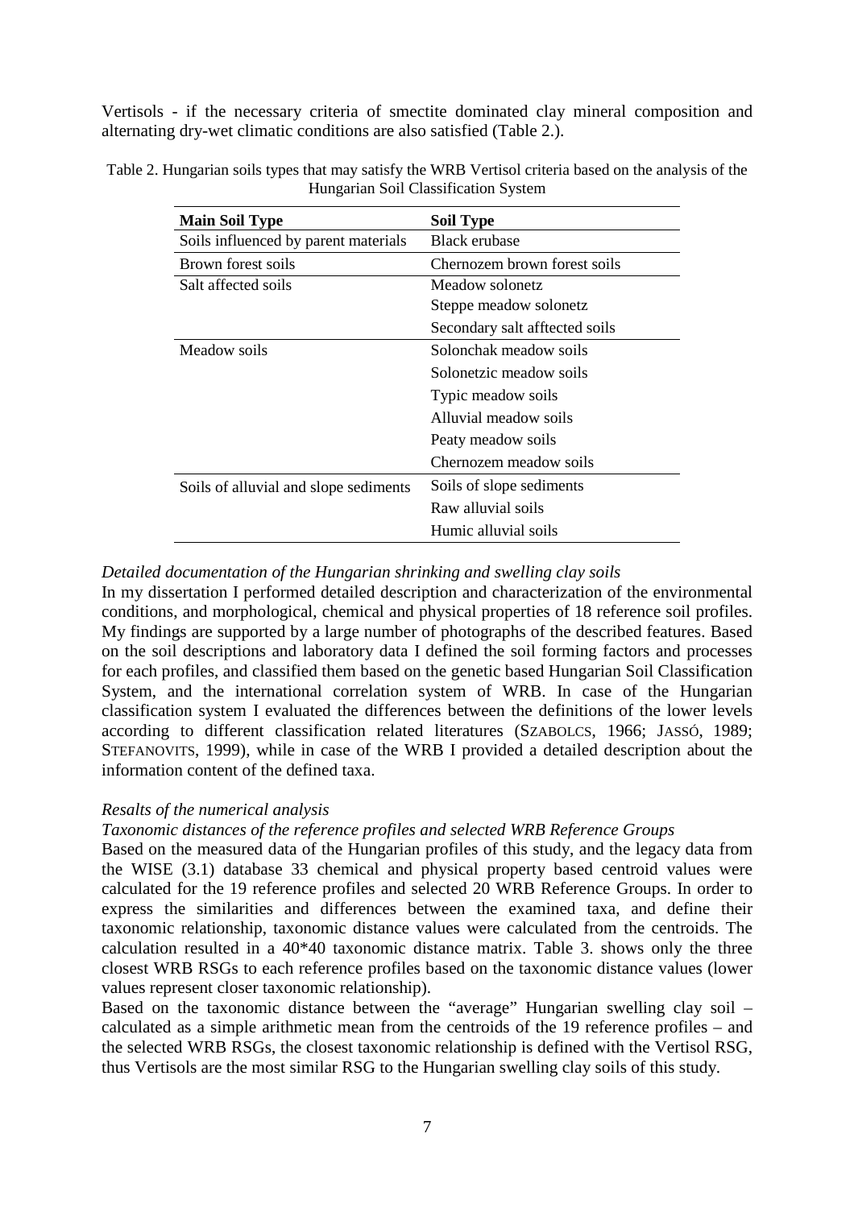Vertisols - if the necessary criteria of smectite dominated clay mineral composition and alternating dry-wet climatic conditions are also satisfied (Table 2.).

Table 2. Hungarian soils types that may satisfy the WRB Vertisol criteria based on the analysis of the Hungarian Soil Classification System

| **Main Soil Type** | **Soil Type** |
|---|---|
| Soils influenced by parent materials | Black erubase |
| Brown forest soils | Chernozem brown forest soils |
| Salt affected soils | Meadow solonetz |
| | Steppe meadow solonetz |
| | Secondary salt afftected soils |
| Meadow soils | Solonchak meadow soils |
| | Solonetzic meadow soils |
| | Typic meadow soils |
| | Alluvial meadow soils |
| | Peaty meadow soils |
| | Chernozem meadow soils |
| Soils of alluvial and slope sediments | Soils of slope sediments |
| | Raw alluvial soils |
| | Humic alluvial soils |

*Detailed documentation of the Hungarian shrinking and swelling clay soils*

In my dissertation I performed detailed description and characterization of the environmental conditions, and morphological, chemical and physical properties of 18 reference soil profiles. My findings are supported by a large number of photographs of the described features. Based on the soil descriptions and laboratory data I defined the soil forming factors and processes for each profiles, and classified them based on the genetic based Hungarian Soil Classification System, and the international correlation system of WRB. In case of the Hungarian classification system I evaluated the differences between the definitions of the lower levels according to different classification related literatures (SZABOLCS, 1966; JASSÓ, 1989; STEFANOVITS, 1999), while in case of the WRB I provided a detailed description about the information content of the defined taxa.

*Resalts of the numerical analysis*

*Taxonomic distances of the reference profiles and selected WRB Reference Groups*

Based on the measured data of the Hungarian profiles of this study, and the legacy data from the WISE (3.1) database 33 chemical and physical property based centroid values were calculated for the 19 reference profiles and selected 20 WRB Reference Groups. In order to express the similarities and differences between the examined taxa, and define their taxonomic relationship, taxonomic distance values were calculated from the centroids. The calculation resulted in a 40*40 taxonomic distance matrix. Table 3. shows only the three closest WRB RSGs to each reference profiles based on the taxonomic distance values (lower values represent closer taxonomic relationship).

Based on the taxonomic distance between the "average" Hungarian swelling clay soil – calculated as a simple arithmetic mean from the centroids of the 19 reference profiles – and the selected WRB RSGs, the closest taxonomic relationship is defined with the Vertisol RSG, thus Vertisols are the most similar RSG to the Hungarian swelling clay soils of this study.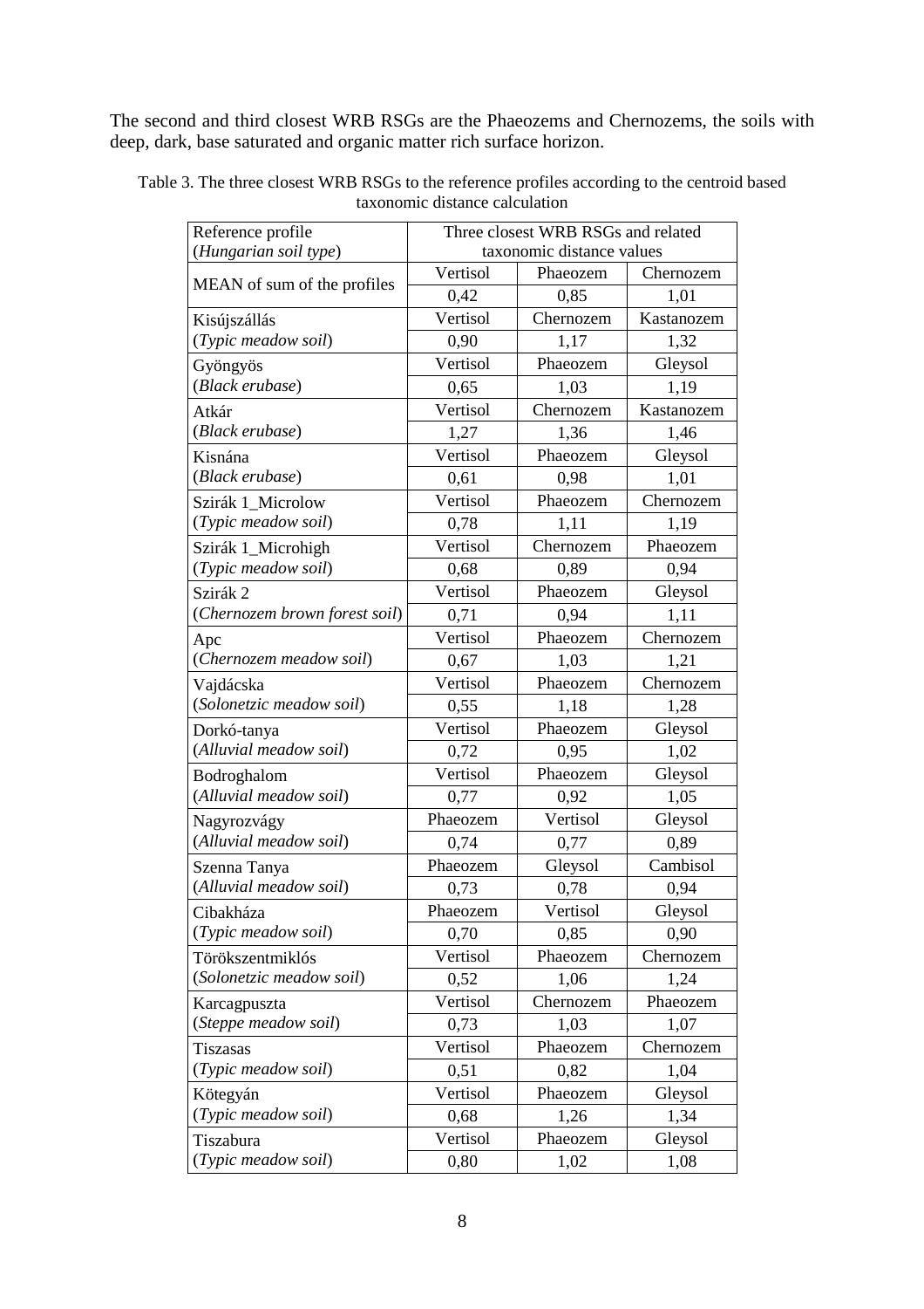The second and third closest WRB RSGs are the Phaeozems and Chernozems, the soils with deep, dark, base saturated and organic matter rich surface horizon.

Table 3. The three closest WRB RSGs to the reference profiles according to the centroid based taxonomic distance calculation

| Reference profile (*Hungarian soil type*) | Three closest WRB RSGs and related taxonomic distance values | | |
|---|---|---|---|
| MEAN of sum of the profiles | Vertisol | Phaeozem | Chernozem |
| | 0,42 | 0,85 | 1,01 |
| Kisújszállás (*Typic meadow soil*) | Vertisol | Chernozem | Kastanozem |
| | 0,90 | 1,17 | 1,32 |
| Gyöngyös (*Black erubase*) | Vertisol | Phaeozem | Gleysol |
| | 0,65 | 1,03 | 1,19 |
| Atkár (*Black erubase*) | Vertisol | Chernozem | Kastanozem |
| | 1,27 | 1,36 | 1,46 |
| Kisnána (*Black erubase*) | Vertisol | Phaeozem | Gleysol |
| | 0,61 | 0,98 | 1,01 |
| Szirák 1_Microlow (*Typic meadow soil*) | Vertisol | Phaeozem | Chernozem |
| | 0,78 | 1,11 | 1,19 |
| Szirák 1_Microhigh (*Typic meadow soil*) | Vertisol | Chernozem | Phaeozem |
| | 0,68 | 0,89 | 0,94 |
| Szirák 2 (*Chernozem brown forest soil*) | Vertisol | Phaeozem | Gleysol |
| | 0,71 | 0,94 | 1,11 |
| Apc (*Chernozem meadow soil*) | Vertisol | Phaeozem | Chernozem |
| | 0,67 | 1,03 | 1,21 |
| Vajdácska (*Solonetzic meadow soil*) | Vertisol | Phaeozem | Chernozem |
| | 0,55 | 1,18 | 1,28 |
| Dorkó-tanya (*Alluvial meadow soil*) | Vertisol | Phaeozem | Gleysol |
| | 0,72 | 0,95 | 1,02 |
| Bodroghalom (*Alluvial meadow soil*) | Vertisol | Phaeozem | Gleysol |
| | 0,77 | 0,92 | 1,05 |
| Nagyrozvágy (*Alluvial meadow soil*) | Phaeozem | Vertisol | Gleysol |
| | 0,74 | 0,77 | 0,89 |
| Szenna Tanya (*Alluvial meadow soil*) | Phaeozem | Gleysol | Cambisol |
| | 0,73 | 0,78 | 0,94 |
| Cibakháza (*Typic meadow soil*) | Phaeozem | Vertisol | Gleysol |
| | 0,70 | 0,85 | 0,90 |
| Törökszentmiklós (*Solonetzic meadow soil*) | Vertisol | Phaeozem | Chernozem |
| | 0,52 | 1,06 | 1,24 |
| Karcagpuszta (*Steppe meadow soil*) | Vertisol | Chernozem | Phaeozem |
| | 0,73 | 1,03 | 1,07 |
| Tiszasas (*Typic meadow soil*) | Vertisol | Phaeozem | Chernozem |
| | 0,51 | 0,82 | 1,04 |
| Kötegyán (*Typic meadow soil*) | Vertisol | Phaeozem | Gleysol |
| | 0,68 | 1,26 | 1,34 |
| Tiszabura (*Typic meadow soil*) | Vertisol | Phaeozem | Gleysol |
| | 0,80 | 1,02 | 1,08 |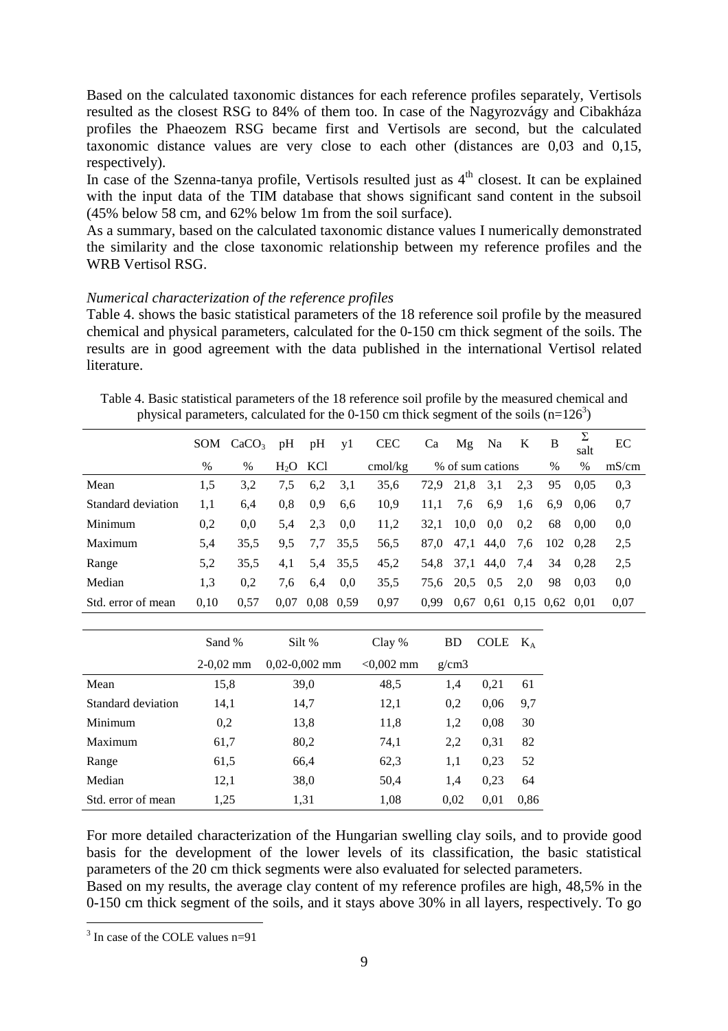Based on the calculated taxonomic distances for each reference profiles separately, Vertisols resulted as the closest RSG to 84% of them too. In case of the Nagyrozvágy and Cibakháza profiles the Phaeozem RSG became first and Vertisols are second, but the calculated taxonomic distance values are very close to each other (distances are 0,03 and 0,15, respectively).

In case of the Szenna-tanya profile, Vertisols resulted just as 4$^{th}$ closest. It can be explained with the input data of the TIM database that shows significant sand content in the subsoil (45% below 58 cm, and 62% below 1m from the soil surface).

As a summary, based on the calculated taxonomic distance values I numerically demonstrated the similarity and the close taxonomic relationship between my reference profiles and the WRB Vertisol RSG.

*Numerical characterization of the reference profiles*

Table 4. shows the basic statistical parameters of the 18 reference soil profile by the measured chemical and physical parameters, calculated for the 0-150 cm thick segment of the soils. The results are in good agreement with the data published in the international Vertisol related literature.

Table 4. Basic statistical parameters of the 18 reference soil profile by the measured chemical and physical parameters, calculated for the 0-150 cm thick segment of the soils (n=126[3])

| | SOM | $CaCO_3$ | pH | pH | y1 | CEC | Ca | Mg | Na | K | B | Σ salt | EC |
|---|---|---|---|---|---|---|---|---|---|---|---|---|---|
| | % | % | $H_2O$ | KCl | | cmol/kg | % of sum cations | | | | % | % | mS/cm |
| Mean | 1,5 | 3,2 | 7,5 | 6,2 | 3,1 | 35,6 | 72,9 | 21,8 | 3,1 | 2,3 | 95 | 0,05 | 0,3 |
| Standard deviation | 1,1 | 6,4 | 0,8 | 0,9 | 6,6 | 10,9 | 11,1 | 7,6 | 6,9 | 1,6 | 6,9 | 0,06 | 0,7 |
| Minimum | 0,2 | 0,0 | 5,4 | 2,3 | 0,0 | 11,2 | 32,1 | 10,0 | 0,0 | 0,2 | 68 | 0,00 | 0,0 |
| Maximum | 5,4 | 35,5 | 9,5 | 7,7 | 35,5 | 56,5 | 87,0 | 47,1 | 44,0 | 7,6 | 102 | 0,28 | 2,5 |
| Range | 5,2 | 35,5 | 4,1 | 5,4 | 35,5 | 45,2 | 54,8 | 37,1 | 44,0 | 7,4 | 34 | 0,28 | 2,5 |
| Median | 1,3 | 0,2 | 7,6 | 6,4 | 0,0 | 35,5 | 75,6 | 20,5 | 0,5 | 2,0 | 98 | 0,03 | 0,0 |
| Std. error of mean | 0,10 | 0,57 | 0,07 | 0,08 | 0,59 | 0,97 | 0,99 | 0,67 | 0,61 | 0,15 | 0,62 | 0,01 | 0,07 |

| | Sand % | Silt % | Clay % | BD | COLE | $K_A$ |
|---|---|---|---|---|---|---|
| | 2-0,02 mm | 0,02-0,002 mm | <0,002 mm | g/cm3 | | |
| Mean | 15,8 | 39,0 | 48,5 | 1,4 | 0,21 | 61 |
| Standard deviation | 14,1 | 14,7 | 12,1 | 0,2 | 0,06 | 9,7 |
| Minimum | 0,2 | 13,8 | 11,8 | 1,2 | 0,08 | 30 |
| Maximum | 61,7 | 80,2 | 74,1 | 2,2 | 0,31 | 82 |
| Range | 61,5 | 66,4 | 62,3 | 1,1 | 0,23 | 52 |
| Median | 12,1 | 38,0 | 50,4 | 1,4 | 0,23 | 64 |
| Std. error of mean | 1,25 | 1,31 | 1,08 | 0,02 | 0,01 | 0,86 |

For more detailed characterization of the Hungarian swelling clay soils, and to provide good basis for the development of the lower levels of its classification, the basic statistical parameters of the 20 cm thick segments were also evaluated for selected parameters.

Based on my results, the average clay content of my reference profiles are high, 48,5% in the 0-150 cm thick segment of the soils, and it stays above 30% in all layers, respectively. To go

[3] In case of the COLE values n=91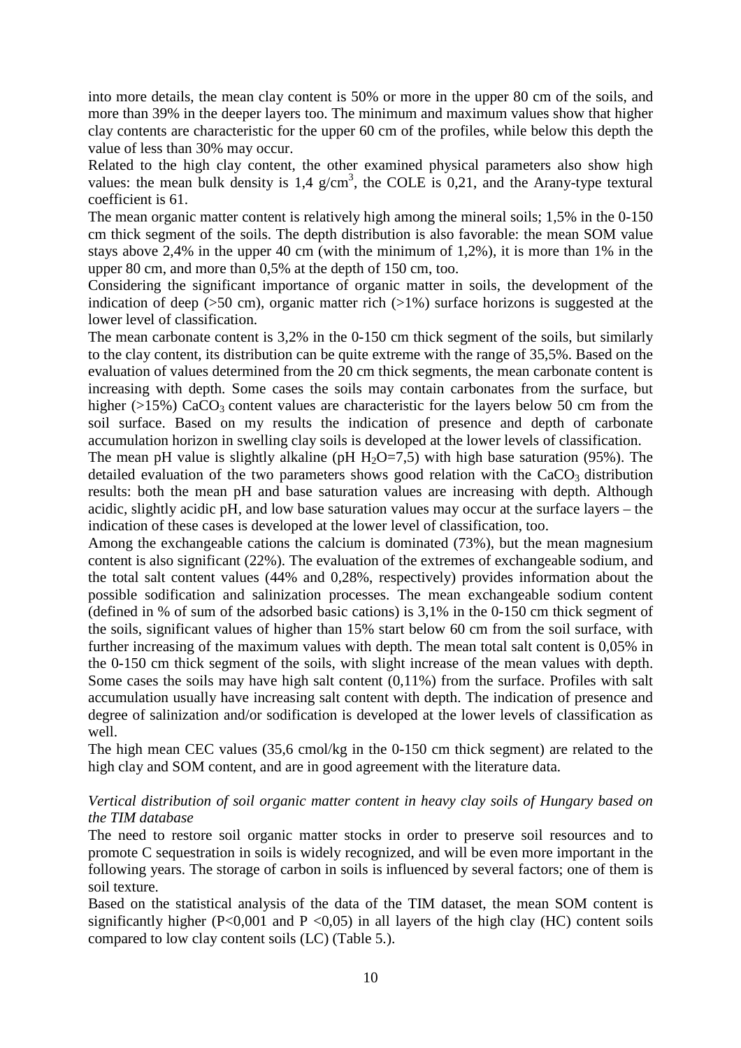into more details, the mean clay content is 50% or more in the upper 80 cm of the soils, and more than 39% in the deeper layers too. The minimum and maximum values show that higher clay contents are characteristic for the upper 60 cm of the profiles, while below this depth the value of less than 30% may occur.

Related to the high clay content, the other examined physical parameters also show high values: the mean bulk density is 1,4 $g/cm^3$, the COLE is 0,21, and the Arany-type textural coefficient is 61.

The mean organic matter content is relatively high among the mineral soils; 1,5% in the 0-150 cm thick segment of the soils. The depth distribution is also favorable: the mean SOM value stays above 2,4% in the upper 40 cm (with the minimum of 1,2%), it is more than 1% in the upper 80 cm, and more than 0,5% at the depth of 150 cm, too.

Considering the significant importance of organic matter in soils, the development of the indication of deep (>50 cm), organic matter rich (>1%) surface horizons is suggested at the lower level of classification.

The mean carbonate content is 3,2% in the 0-150 cm thick segment of the soils, but similarly to the clay content, its distribution can be quite extreme with the range of 35,5%. Based on the evaluation of values determined from the 20 cm thick segments, the mean carbonate content is increasing with depth. Some cases the soils may contain carbonates from the surface, but higher (>15%) $CaCO_3$ content values are characteristic for the layers below 50 cm from the soil surface. Based on my results the indication of presence and depth of carbonate accumulation horizon in swelling clay soils is developed at the lower levels of classification.

The mean pH value is slightly alkaline (pH $H_2O$=7,5) with high base saturation (95%). The detailed evaluation of the two parameters shows good relation with the $CaCO_3$ distribution results: both the mean pH and base saturation values are increasing with depth. Although acidic, slightly acidic pH, and low base saturation values may occur at the surface layers – the indication of these cases is developed at the lower level of classification, too.

Among the exchangeable cations the calcium is dominated (73%), but the mean magnesium content is also significant (22%). The evaluation of the extremes of exchangeable sodium, and the total salt content values (44% and 0,28%, respectively) provides information about the possible sodification and salinization processes. The mean exchangeable sodium content (defined in % of sum of the adsorbed basic cations) is 3,1% in the 0-150 cm thick segment of the soils, significant values of higher than 15% start below 60 cm from the soil surface, with further increasing of the maximum values with depth. The mean total salt content is 0,05% in the 0-150 cm thick segment of the soils, with slight increase of the mean values with depth. Some cases the soils may have high salt content (0,11%) from the surface. Profiles with salt accumulation usually have increasing salt content with depth. The indication of presence and degree of salinization and/or sodification is developed at the lower levels of classification as well.

The high mean CEC values (35,6 cmol/kg in the 0-150 cm thick segment) are related to the high clay and SOM content, and are in good agreement with the literature data.

*Vertical distribution of soil organic matter content in heavy clay soils of Hungary based on the TIM database*

The need to restore soil organic matter stocks in order to preserve soil resources and to promote C sequestration in soils is widely recognized, and will be even more important in the following years. The storage of carbon in soils is influenced by several factors; one of them is soil texture.

Based on the statistical analysis of the data of the TIM dataset, the mean SOM content is significantly higher ($P<0,001$ and $P<0,05$) in all layers of the high clay (HC) content soils compared to low clay content soils (LC) (Table 5.).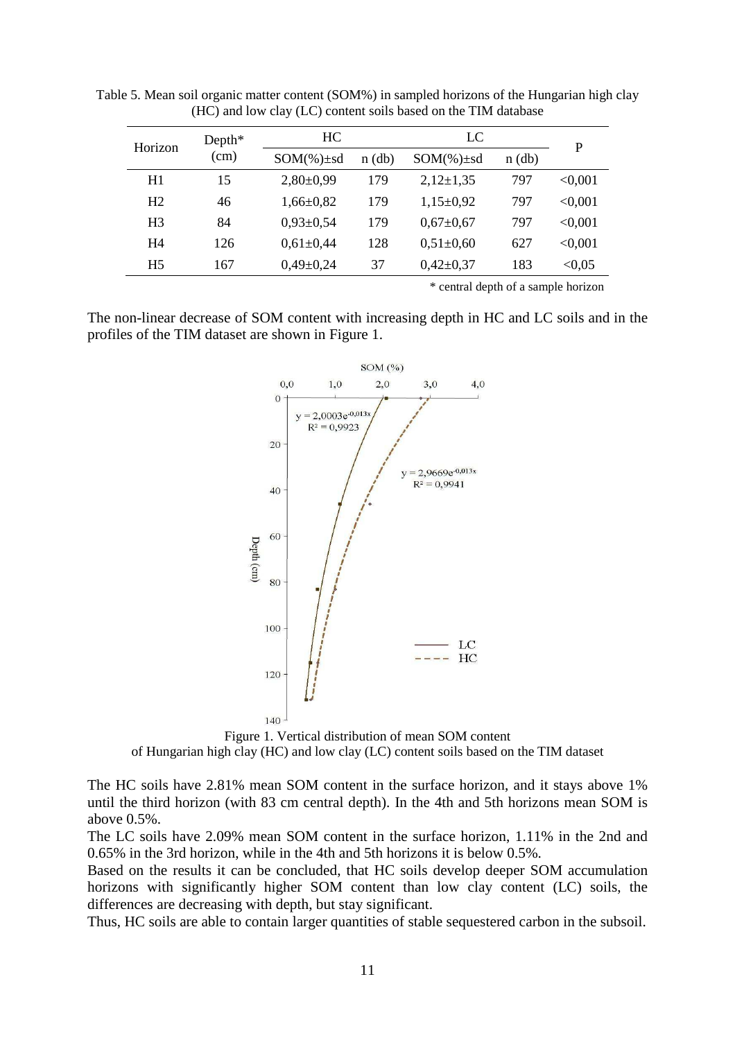Table 5. Mean soil organic matter content (SOM%) in sampled horizons of the Hungarian high clay (HC) and low clay (LC) content soils based on the TIM database

| Horizon | Depth* (cm) | HC | | LC | | P |
|---|---|---|---|---|---|---|
| | | SOM(%)±sd | n (db) | SOM(%)±sd | n (db) | |
| H1 | 15 | 2,80±0,99 | 179 | 2,12±1,35 | 797 | <0,001 |
| H2 | 46 | 1,66±0,82 | 179 | 1,15±0,92 | 797 | <0,001 |
| H3 | 84 | 0,93±0,54 | 179 | 0,67±0,67 | 797 | <0,001 |
| H4 | 126 | 0,61±0,44 | 128 | 0,51±0,60 | 627 | <0,001 |
| H5 | 167 | 0,49±0,24 | 37 | 0,42±0,37 | 183 | <0,05 |

\* central depth of a sample horizon

The non-linear decrease of SOM content with increasing depth in HC and LC soils and in the profiles of the TIM dataset are shown in Figure 1.

$y = 2{,}0003e^{-0{,}013x}$, $R^2 = 0{,}9923$ (LC)

$y = 2{,}9669e^{-0{,}013x}$, $R^2 = 0{,}9941$ (HC)

Figure 1. Vertical distribution of mean SOM content of Hungarian high clay (HC) and low clay (LC) content soils based on the TIM dataset

The HC soils have 2.81% mean SOM content in the surface horizon, and it stays above 1% until the third horizon (with 83 cm central depth). In the 4th and 5th horizons mean SOM is above 0.5%.

The LC soils have 2.09% mean SOM content in the surface horizon, 1.11% in the 2nd and 0.65% in the 3rd horizon, while in the 4th and 5th horizons it is below 0.5%.

Based on the results it can be concluded, that HC soils develop deeper SOM accumulation horizons with significantly higher SOM content than low clay content (LC) soils, the differences are decreasing with depth, but stay significant.

Thus, HC soils are able to contain larger quantities of stable sequestered carbon in the subsoil.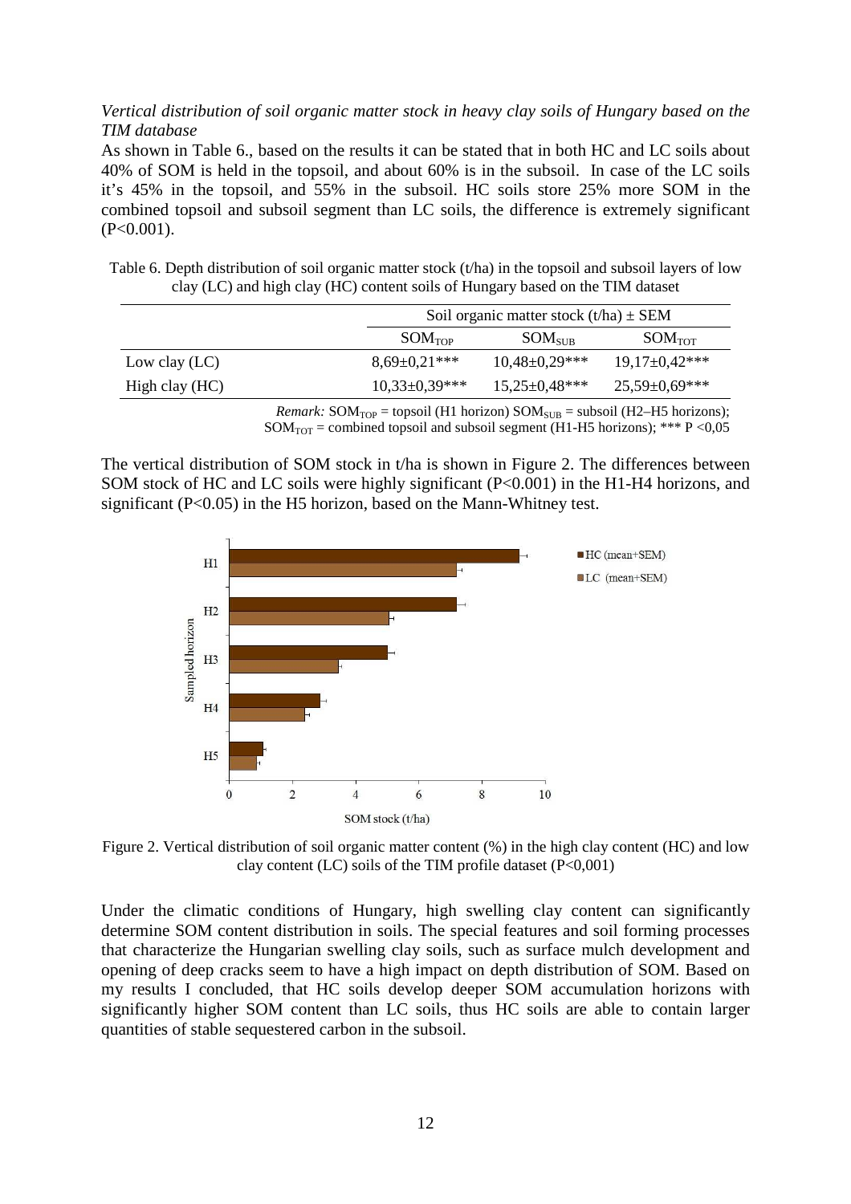*Vertical distribution of soil organic matter stock in heavy clay soils of Hungary based on the TIM database*

As shown in Table 6., based on the results it can be stated that in both HC and LC soils about 40% of SOM is held in the topsoil, and about 60% is in the subsoil. In case of the LC soils it's 45% in the topsoil, and 55% in the subsoil. HC soils store 25% more SOM in the combined topsoil and subsoil segment than LC soils, the difference is extremely significant ($P<0.001$).

Table 6. Depth distribution of soil organic matter stock (t/ha) in the topsoil and subsoil layers of low clay (LC) and high clay (HC) content soils of Hungary based on the TIM dataset

| | Soil organic matter stock (t/ha) ± SEM | | |
|---|---|---|---|
| | $SOM_{TOP}$ | $SOM_{SUB}$ | $SOM_{TOT}$ |
| Low clay (LC) | 8,69±0,21*** | 10,48±0,29*** | 19,17±0,42*** |
| High clay (HC) | 10,33±0,39*** | 15,25±0,48*** | 25,59±0,69*** |

*Remark:* $SOM_{TOP}$ = topsoil (H1 horizon) $SOM_{SUB}$ = subsoil (H2–H5 horizons); $SOM_{TOT}$ = combined topsoil and subsoil segment (H1-H5 horizons); *** $P<0,05$

The vertical distribution of SOM stock in t/ha is shown in Figure 2. The differences between SOM stock of HC and LC soils were highly significant ($P<0.001$) in the H1-H4 horizons, and significant ($P<0.05$) in the H5 horizon, based on the Mann-Whitney test.

Figure 2. Vertical distribution of soil organic matter content (%) in the high clay content (HC) and low clay content (LC) soils of the TIM profile dataset ($P<0,001$)

Under the climatic conditions of Hungary, high swelling clay content can significantly determine SOM content distribution in soils. The special features and soil forming processes that characterize the Hungarian swelling clay soils, such as surface mulch development and opening of deep cracks seem to have a high impact on depth distribution of SOM. Based on my results I concluded, that HC soils develop deeper SOM accumulation horizons with significantly higher SOM content than LC soils, thus HC soils are able to contain larger quantities of stable sequestered carbon in the subsoil.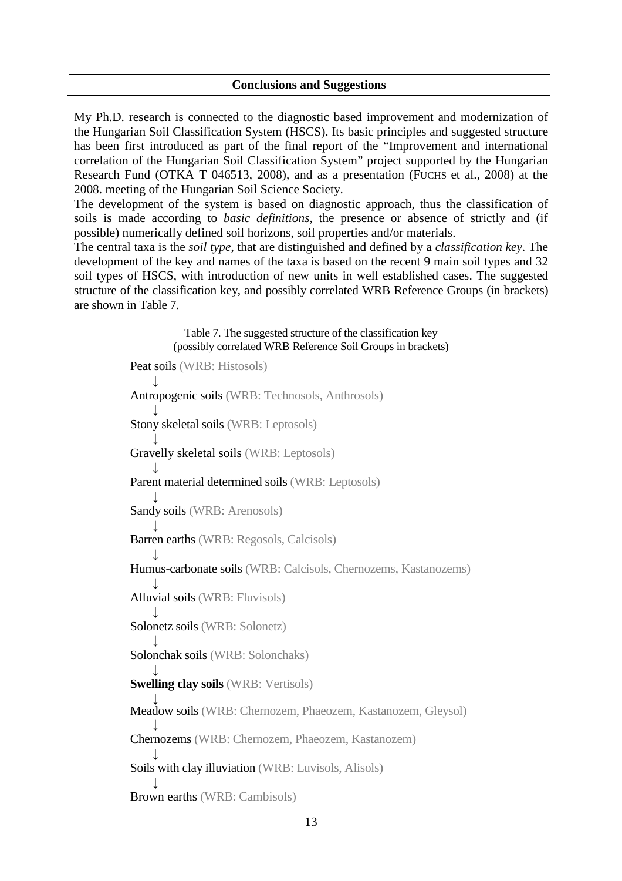## Conclusions and Suggestions

My Ph.D. research is connected to the diagnostic based improvement and modernization of the Hungarian Soil Classification System (HSCS). Its basic principles and suggested structure has been first introduced as part of the final report of the "Improvement and international correlation of the Hungarian Soil Classification System" project supported by the Hungarian Research Fund (OTKA T 046513, 2008), and as a presentation (FUCHS et al., 2008) at the 2008. meeting of the Hungarian Soil Science Society.

The development of the system is based on diagnostic approach, thus the classification of soils is made according to *basic definitions*, the presence or absence of strictly and (if possible) numerically defined soil horizons, soil properties and/or materials.

The central taxa is the *soil type*, that are distinguished and defined by a *classification key*. The development of the key and names of the taxa is based on the recent 9 main soil types and 32 soil types of HSCS, with introduction of new units in well established cases. The suggested structure of the classification key, and possibly correlated WRB Reference Groups (in brackets) are shown in Table 7.

Table 7. The suggested structure of the classification key (possibly correlated WRB Reference Soil Groups in brackets)

Peat soils (WRB: Histosols)
↓
Antropogenic soils (WRB: Technosols, Anthrosols)
↓
Stony skeletal soils (WRB: Leptosols)
↓
Gravelly skeletal soils (WRB: Leptosols)
↓
Parent material determined soils (WRB: Leptosols)
↓
Sandy soils (WRB: Arenosols)
↓
Barren earths (WRB: Regosols, Calcisols)
↓
Humus-carbonate soils (WRB: Calcisols, Chernozems, Kastanozems)
↓
Alluvial soils (WRB: Fluvisols)
↓
Solonetz soils (WRB: Solonetz)
↓
Solonchak soils (WRB: Solonchaks)
↓
**Swelling clay soils** (WRB: Vertisols)
↓
Meadow soils (WRB: Chernozem, Phaeozem, Kastanozem, Gleysol)
↓
Chernozems (WRB: Chernozem, Phaeozem, Kastanozem)
↓
Soils with clay illuviation (WRB: Luvisols, Alisols)
↓
Brown earths (WRB: Cambisols)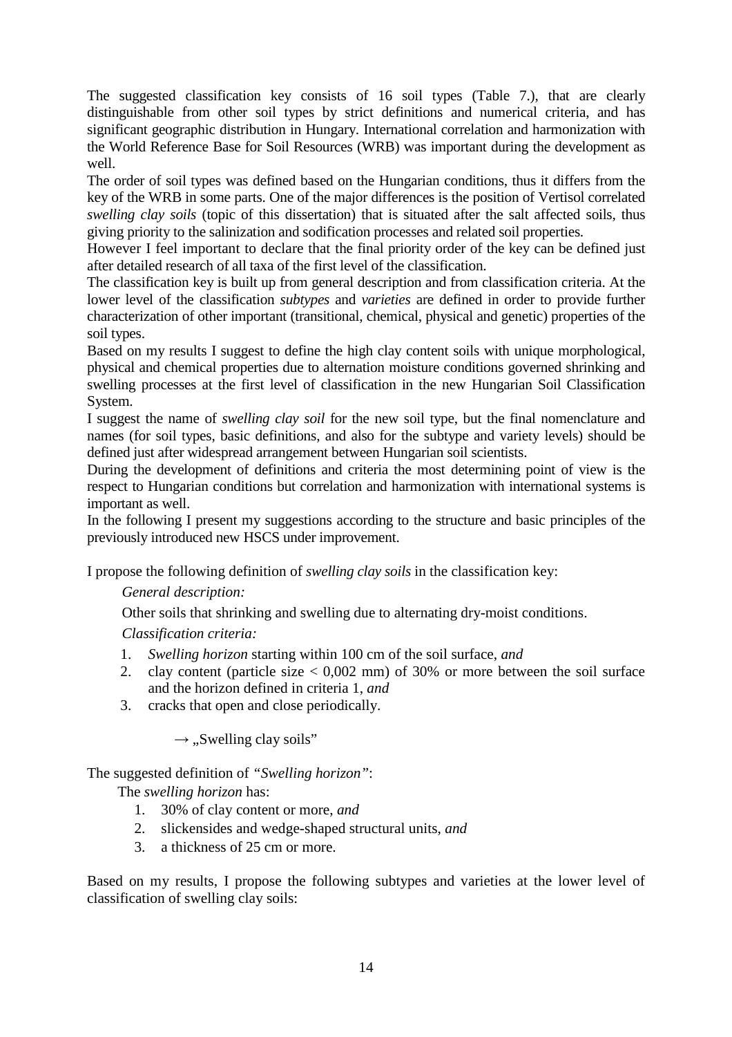The suggested classification key consists of 16 soil types (Table 7.), that are clearly distinguishable from other soil types by strict definitions and numerical criteria, and has significant geographic distribution in Hungary. International correlation and harmonization with the World Reference Base for Soil Resources (WRB) was important during the development as well.

The order of soil types was defined based on the Hungarian conditions, thus it differs from the key of the WRB in some parts. One of the major differences is the position of Vertisol correlated *swelling clay soils* (topic of this dissertation) that is situated after the salt affected soils, thus giving priority to the salinization and sodification processes and related soil properties.

However I feel important to declare that the final priority order of the key can be defined just after detailed research of all taxa of the first level of the classification.

The classification key is built up from general description and from classification criteria. At the lower level of the classification *subtypes* and *varieties* are defined in order to provide further characterization of other important (transitional, chemical, physical and genetic) properties of the soil types.

Based on my results I suggest to define the high clay content soils with unique morphological, physical and chemical properties due to alternation moisture conditions governed shrinking and swelling processes at the first level of classification in the new Hungarian Soil Classification System.

I suggest the name of *swelling clay soil* for the new soil type, but the final nomenclature and names (for soil types, basic definitions, and also for the subtype and variety levels) should be defined just after widespread arrangement between Hungarian soil scientists.

During the development of definitions and criteria the most determining point of view is the respect to Hungarian conditions but correlation and harmonization with international systems is important as well.

In the following I present my suggestions according to the structure and basic principles of the previously introduced new HSCS under improvement.

I propose the following definition of *swelling clay soils* in the classification key:

*General description:*

Other soils that shrinking and swelling due to alternating dry-moist conditions.

*Classification criteria:*

1. *Swelling horizon* starting within 100 cm of the soil surface, *and*
2. clay content (particle size < 0,002 mm) of 30% or more between the soil surface and the horizon defined in criteria 1, *and*
3. cracks that open and close periodically.

→ „Swelling clay soils"

The suggested definition of *"Swelling horizon"*:

The *swelling horizon* has:

1. 30% of clay content or more, *and*
2. slickensides and wedge-shaped structural units, *and*
3. a thickness of 25 cm or more.

Based on my results, I propose the following subtypes and varieties at the lower level of classification of swelling clay soils: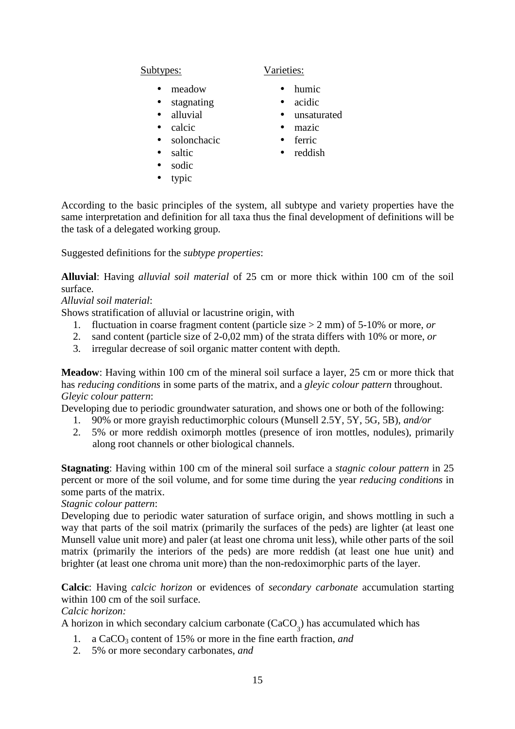Subtypes:

- meadow
- stagnating
- alluvial
- calcic
- solonchacic
- saltic
- sodic
- typic

Varieties:

- humic
- acidic
- unsaturated
- mazic
- ferric
- reddish

According to the basic principles of the system, all subtype and variety properties have the same interpretation and definition for all taxa thus the final development of definitions will be the task of a delegated working group.

Suggested definitions for the *subtype properties*:

**Alluvial**: Having *alluvial soil material* of 25 cm or more thick within 100 cm of the soil surface.
*Alluvial soil material*:
Shows stratification of alluvial or lacustrine origin, with

1. fluctuation in coarse fragment content (particle size > 2 mm) of 5-10% or more, *or*
2. sand content (particle size of 2-0,02 mm) of the strata differs with 10% or more, *or*
3. irregular decrease of soil organic matter content with depth.

**Meadow**: Having within 100 cm of the mineral soil surface a layer, 25 cm or more thick that has *reducing conditions* in some parts of the matrix, and a *gleyic colour pattern* throughout.
*Gleyic colour pattern*:
Developing due to periodic groundwater saturation, and shows one or both of the following:

1. 90% or more grayish reductimorphic colours (Munsell 2.5Y, 5Y, 5G, 5B), *and/or*
2. 5% or more reddish oximorph mottles (presence of iron mottles, nodules), primarily along root channels or other biological channels.

**Stagnating**: Having within 100 cm of the mineral soil surface a *stagnic colour pattern* in 25 percent or more of the soil volume, and for some time during the year *reducing conditions* in some parts of the matrix.
*Stagnic colour pattern*:
Developing due to periodic water saturation of surface origin, and shows mottling in such a way that parts of the soil matrix (primarily the surfaces of the peds) are lighter (at least one Munsell value unit more) and paler (at least one chroma unit less), while other parts of the soil matrix (primarily the interiors of the peds) are more reddish (at least one hue unit) and brighter (at least one chroma unit more) than the non-redoximorphic parts of the layer.

**Calcic**: Having *calcic horizon* or evidences of *secondary carbonate* accumulation starting within 100 cm of the soil surface.
*Calcic horizon:*
A horizon in which secondary calcium carbonate ($CaCO_3$) has accumulated which has

1. a $CaCO_3$ content of 15% or more in the fine earth fraction, *and*
2. 5% or more secondary carbonates, *and*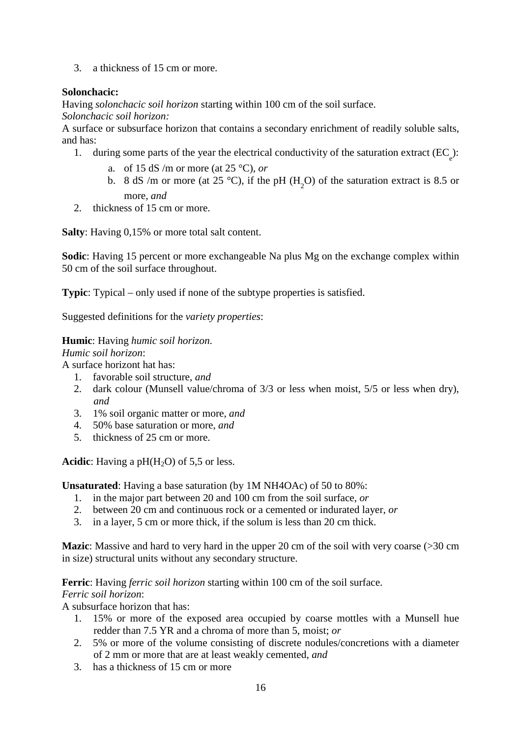3. a thickness of 15 cm or more.

**Solonchacic:**
Having *solonchacic soil horizon* starting within 100 cm of the soil surface.
*Solonchacic soil horizon:*
A surface or subsurface horizon that contains a secondary enrichment of readily soluble salts, and has:

1. during some parts of the year the electrical conductivity of the saturation extract ($EC_e$):
    a. of 15 dS /m or more (at 25 °C), *or*
    b. 8 dS /m or more (at 25 °C), if the pH ($H_2O$) of the saturation extract is 8.5 or more, *and*
2. thickness of 15 cm or more.

**Salty**: Having 0,15% or more total salt content.

**Sodic**: Having 15 percent or more exchangeable Na plus Mg on the exchange complex within 50 cm of the soil surface throughout.

**Typic**: Typical – only used if none of the subtype properties is satisfied.

Suggested definitions for the *variety properties*:

**Humic**: Having *humic soil horizon*.
*Humic soil horizon*:
A surface horizont hat has:

1. favorable soil structure, *and*
2. dark colour (Munsell value/chroma of 3/3 or less when moist, 5/5 or less when dry), *and*
3. 1% soil organic matter or more, *and*
4. 50% base saturation or more, *and*
5. thickness of 25 cm or more.

**Acidic**: Having a pH($H_2O$) of 5,5 or less.

**Unsaturated**: Having a base saturation (by 1M NH4OAc) of 50 to 80%:

1. in the major part between 20 and 100 cm from the soil surface, *or*
2. between 20 cm and continuous rock or a cemented or indurated layer, *or*
3. in a layer, 5 cm or more thick, if the solum is less than 20 cm thick.

**Mazic**: Massive and hard to very hard in the upper 20 cm of the soil with very coarse (>30 cm in size) structural units without any secondary structure.

**Ferric**: Having *ferric soil horizon* starting within 100 cm of the soil surface.
*Ferric soil horizon*:
A subsurface horizon that has:

1. 15% or more of the exposed area occupied by coarse mottles with a Munsell hue redder than 7.5 YR and a chroma of more than 5, moist; *or*
2. 5% or more of the volume consisting of discrete nodules/concretions with a diameter of 2 mm or more that are at least weakly cemented, *and*
3. has a thickness of 15 cm or more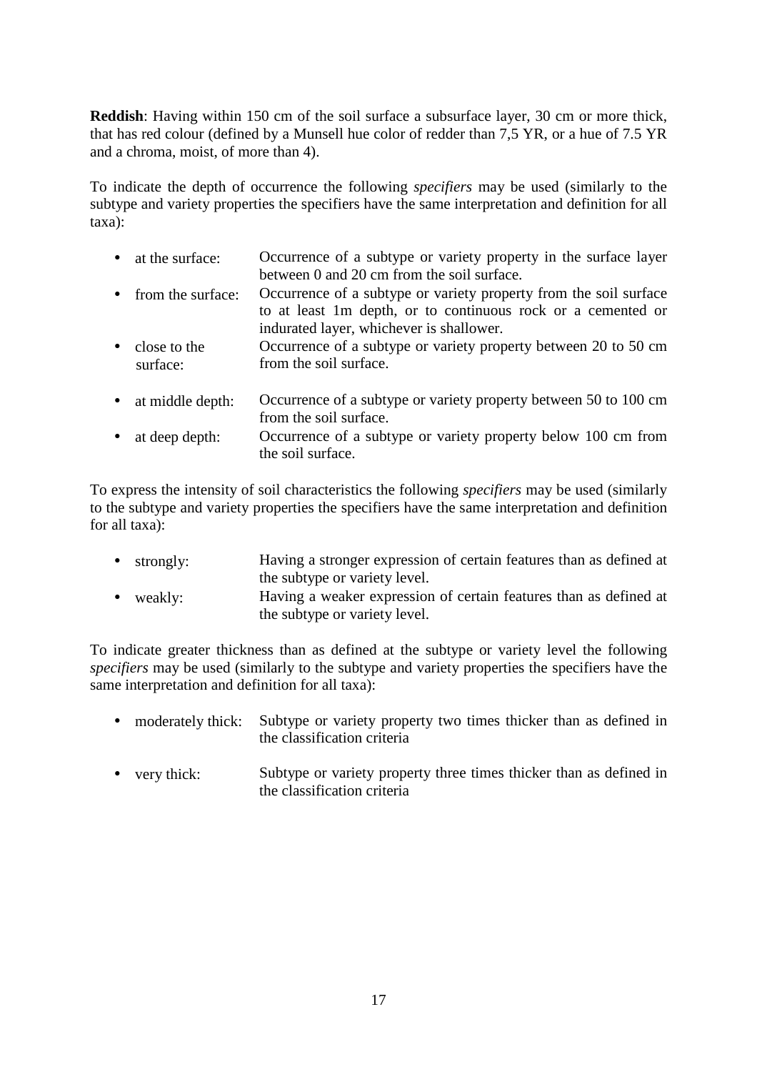**Reddish**: Having within 150 cm of the soil surface a subsurface layer, 30 cm or more thick, that has red colour (defined by a Munsell hue color of redder than 7,5 YR, or a hue of 7.5 YR and a chroma, moist, of more than 4).

To indicate the depth of occurrence the following *specifiers* may be used (similarly to the subtype and variety properties the specifiers have the same interpretation and definition for all taxa):

- at the surface: Occurrence of a subtype or variety property in the surface layer between 0 and 20 cm from the soil surface.
- from the surface: Occurrence of a subtype or variety property from the soil surface to at least 1m depth, or to continuous rock or a cemented or indurated layer, whichever is shallower.
- close to the surface: Occurrence of a subtype or variety property between 20 to 50 cm from the soil surface.
- at middle depth: Occurrence of a subtype or variety property between 50 to 100 cm from the soil surface.
- at deep depth: Occurrence of a subtype or variety property below 100 cm from the soil surface.

To express the intensity of soil characteristics the following *specifiers* may be used (similarly to the subtype and variety properties the specifiers have the same interpretation and definition for all taxa):

- strongly: Having a stronger expression of certain features than as defined at the subtype or variety level.
- weakly: Having a weaker expression of certain features than as defined at the subtype or variety level.

To indicate greater thickness than as defined at the subtype or variety level the following *specifiers* may be used (similarly to the subtype and variety properties the specifiers have the same interpretation and definition for all taxa):

- moderately thick: Subtype or variety property two times thicker than as defined in the classification criteria
- very thick: Subtype or variety property three times thicker than as defined in the classification criteria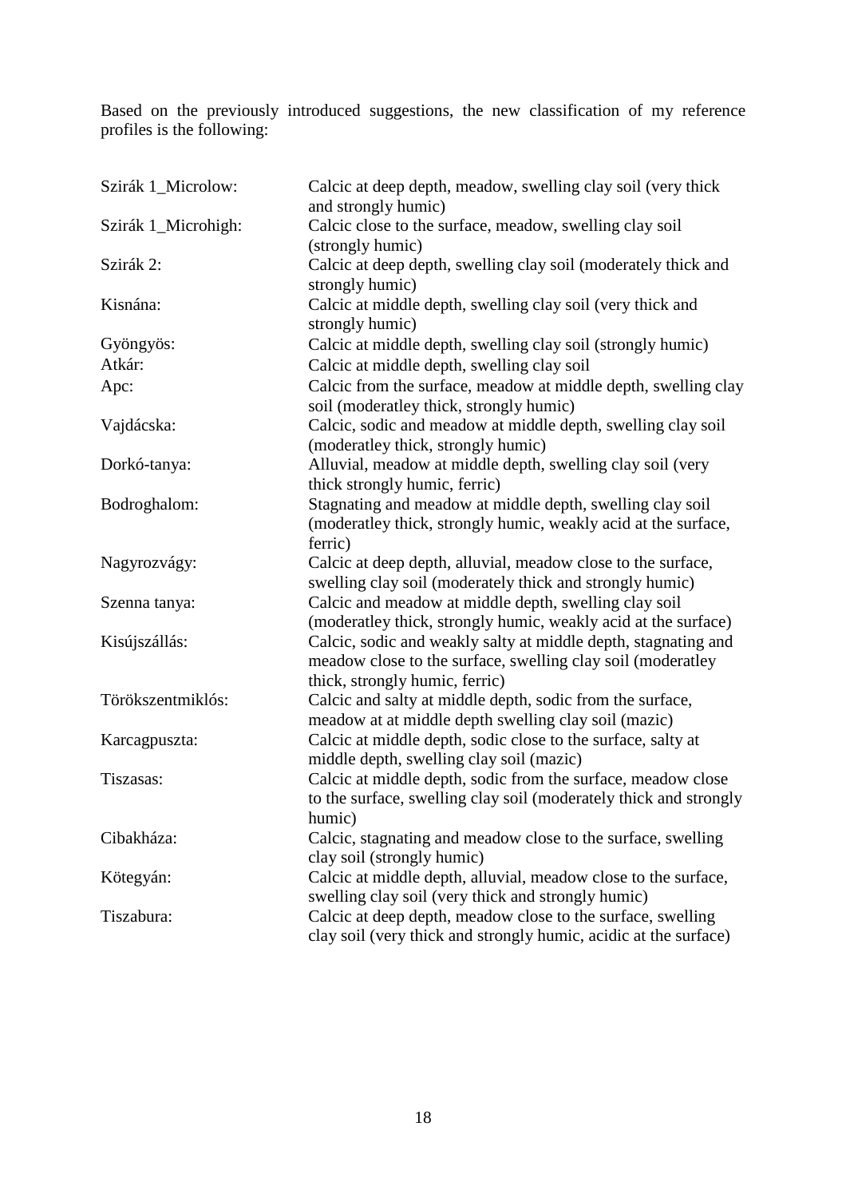Based on the previously introduced suggestions, the new classification of my reference profiles is the following:

| | |
|---|---|
| Szirák 1_Microlow: | Calcic at deep depth, meadow, swelling clay soil (very thick and strongly humic) |
| Szirák 1_Microhigh: | Calcic close to the surface, meadow, swelling clay soil (strongly humic) |
| Szirák 2: | Calcic at deep depth, swelling clay soil (moderately thick and strongly humic) |
| Kisnána: | Calcic at middle depth, swelling clay soil (very thick and strongly humic) |
| Gyöngyös: | Calcic at middle depth, swelling clay soil (strongly humic) |
| Atkár: | Calcic at middle depth, swelling clay soil |
| Apc: | Calcic from the surface, meadow at middle depth, swelling clay soil (moderatley thick, strongly humic) |
| Vajdácska: | Calcic, sodic and meadow at middle depth, swelling clay soil (moderatley thick, strongly humic) |
| Dorkó-tanya: | Alluvial, meadow at middle depth, swelling clay soil (very thick strongly humic, ferric) |
| Bodroghalom: | Stagnating and meadow at middle depth, swelling clay soil (moderatley thick, strongly humic, weakly acid at the surface, ferric) |
| Nagyrozvágy: | Calcic at deep depth, alluvial, meadow close to the surface, swelling clay soil (moderately thick and strongly humic) |
| Szenna tanya: | Calcic and meadow at middle depth, swelling clay soil (moderatley thick, strongly humic, weakly acid at the surface) |
| Kisújszállás: | Calcic, sodic and weakly salty at middle depth, stagnating and meadow close to the surface, swelling clay soil (moderatley thick, strongly humic, ferric) |
| Törökszentmiklós: | Calcic and salty at middle depth, sodic from the surface, meadow at at middle depth swelling clay soil (mazic) |
| Karcagpuszta: | Calcic at middle depth, sodic close to the surface, salty at middle depth, swelling clay soil (mazic) |
| Tiszasas: | Calcic at middle depth, sodic from the surface, meadow close to the surface, swelling clay soil (moderately thick and strongly humic) |
| Cibakháza: | Calcic, stagnating and meadow close to the surface, swelling clay soil (strongly humic) |
| Kötegyán: | Calcic at middle depth, alluvial, meadow close to the surface, swelling clay soil (very thick and strongly humic) |
| Tiszabura: | Calcic at deep depth, meadow close to the surface, swelling clay soil (very thick and strongly humic, acidic at the surface) |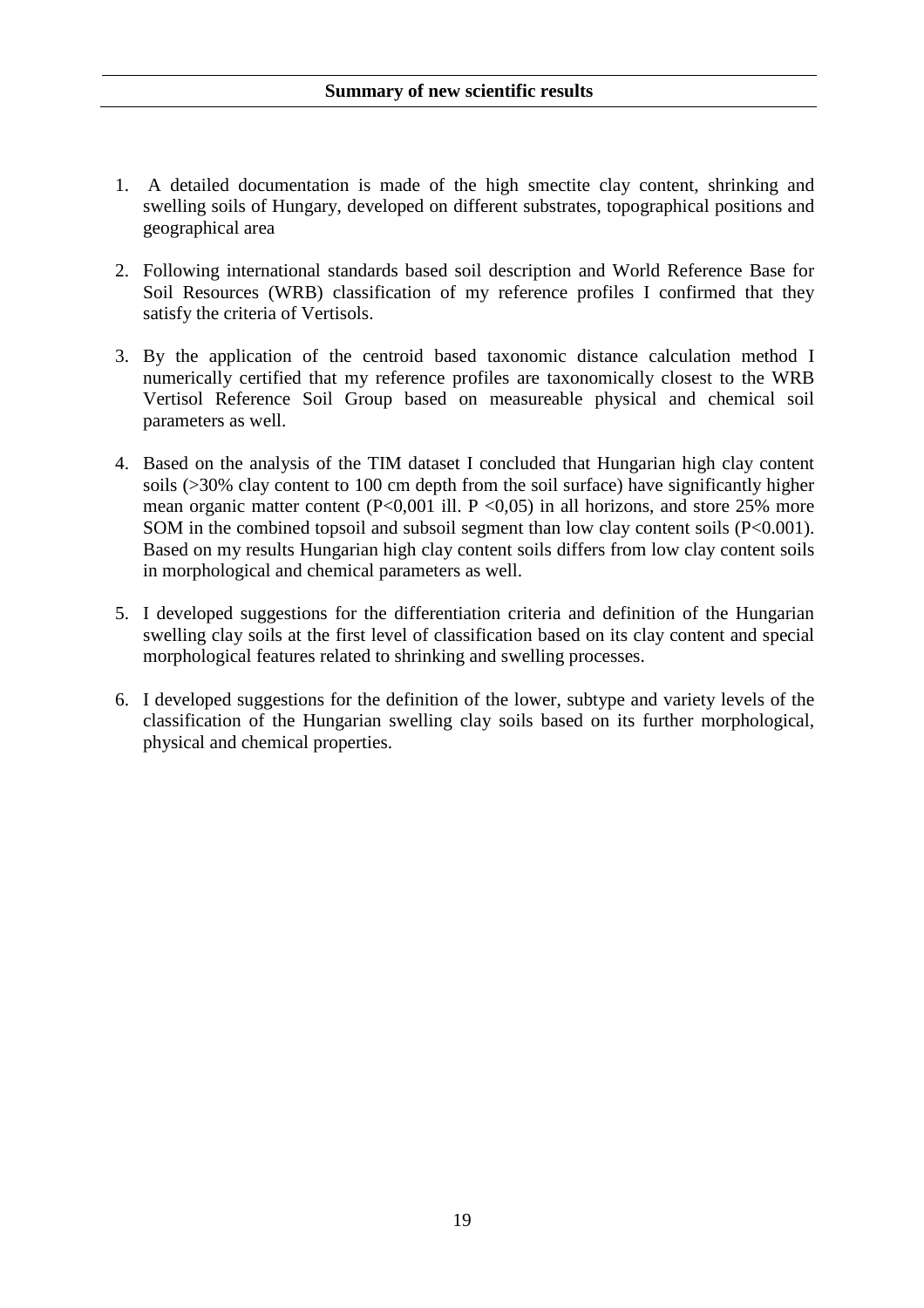## Summary of new scientific results

1. A detailed documentation is made of the high smectite clay content, shrinking and swelling soils of Hungary, developed on different substrates, topographical positions and geographical area

2. Following international standards based soil description and World Reference Base for Soil Resources (WRB) classification of my reference profiles I confirmed that they satisfy the criteria of Vertisols.

3. By the application of the centroid based taxonomic distance calculation method I numerically certified that my reference profiles are taxonomically closest to the WRB Vertisol Reference Soil Group based on measureable physical and chemical soil parameters as well.

4. Based on the analysis of the TIM dataset I concluded that Hungarian high clay content soils (>30% clay content to 100 cm depth from the soil surface) have significantly higher mean organic matter content ($P<0,001$ ill. $P<0,05$) in all horizons, and store 25% more SOM in the combined topsoil and subsoil segment than low clay content soils ($P<0.001$). Based on my results Hungarian high clay content soils differs from low clay content soils in morphological and chemical parameters as well.

5. I developed suggestions for the differentiation criteria and definition of the Hungarian swelling clay soils at the first level of classification based on its clay content and special morphological features related to shrinking and swelling processes.

6. I developed suggestions for the definition of the lower, subtype and variety levels of the classification of the Hungarian swelling clay soils based on its further morphological, physical and chemical properties.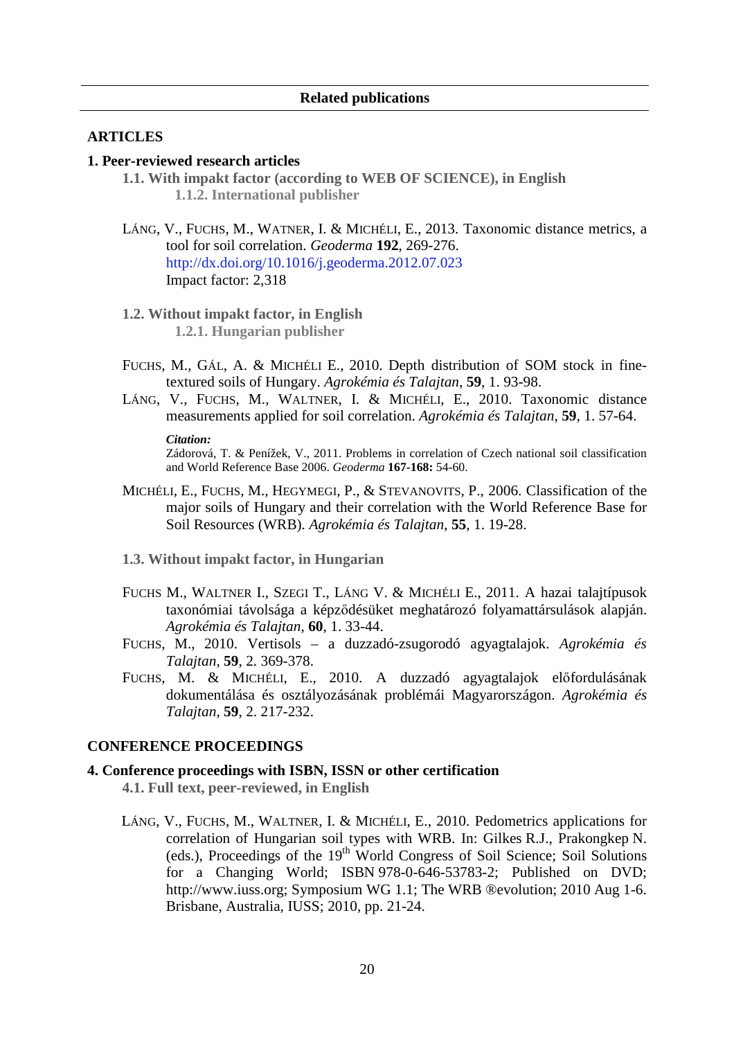## Related publications

### ARTICLES

#### 1. Peer-reviewed research articles

**1.1. With impakt factor (according to WEB OF SCIENCE), in English**

**1.1.2. International publisher**

LÁNG, V., FUCHS, M., WATNER, I. & MICHÉLI, E., 2013. Taxonomic distance metrics, a tool for soil correlation. *Geoderma* **192**, 269-276. http://dx.doi.org/10.1016/j.geoderma.2012.07.023
Impact factor: 2,318

**1.2. Without impakt factor, in English**

**1.2.1. Hungarian publisher**

FUCHS, M., GÁL, A. & MICHÉLI E., 2010. Depth distribution of SOM stock in fine-textured soils of Hungary. *Agrokémia és Talajtan*, **59**, 1. 93-98.

LÁNG, V., FUCHS, M., WALTNER, I. & MICHÉLI, E., 2010. Taxonomic distance measurements applied for soil correlation. *Agrokémia és Talajtan*, **59**, 1. 57-64.

***Citation:***
Zádorová, T. & Penížek, V., 2011. Problems in correlation of Czech national soil classification and World Reference Base 2006. *Geoderma* **167-168:** 54-60.

MICHÉLI, E., FUCHS, M., HEGYMEGI, P., & STEVANOVITS, P., 2006. Classification of the major soils of Hungary and their correlation with the World Reference Base for Soil Resources (WRB). *Agrokémia és Talajtan*, **55**, 1. 19-28.

**1.3. Without impakt factor, in Hungarian**

FUCHS M., WALTNER I., SZEGI T., LÁNG V. & MICHÉLI E., 2011. A hazai talajtípusok taxonómiai távolsága a képződésüket meghatározó folyamattársulások alapján. *Agrokémia és Talajtan*, **60**, 1. 33-44.

FUCHS, M., 2010. Vertisols – a duzzadó-zsugorodó agyagtalajok. *Agrokémia és Talajtan*, **59**, 2. 369-378.

FUCHS, M. & MICHÉLI, E., 2010. A duzzadó agyagtalajok előfordulásának dokumentálása és osztályozásának problémái Magyarországon. *Agrokémia és Talajtan*, **59**, 2. 217-232.

### CONFERENCE PROCEEDINGS

#### 4. Conference proceedings with ISBN, ISSN or other certification

**4.1. Full text, peer-reviewed, in English**

LÁNG, V., FUCHS, M., WALTNER, I. & MICHÉLI, E., 2010. Pedometrics applications for correlation of Hungarian soil types with WRB. In: Gilkes R.J., Prakongkep N. (eds.), Proceedings of the 19th World Congress of Soil Science; Soil Solutions for a Changing World; ISBN 978-0-646-53783-2; Published on DVD; http://www.iuss.org; Symposium WG 1.1; The WRB ®evolution; 2010 Aug 1-6. Brisbane, Australia, IUSS; 2010, pp. 21-24.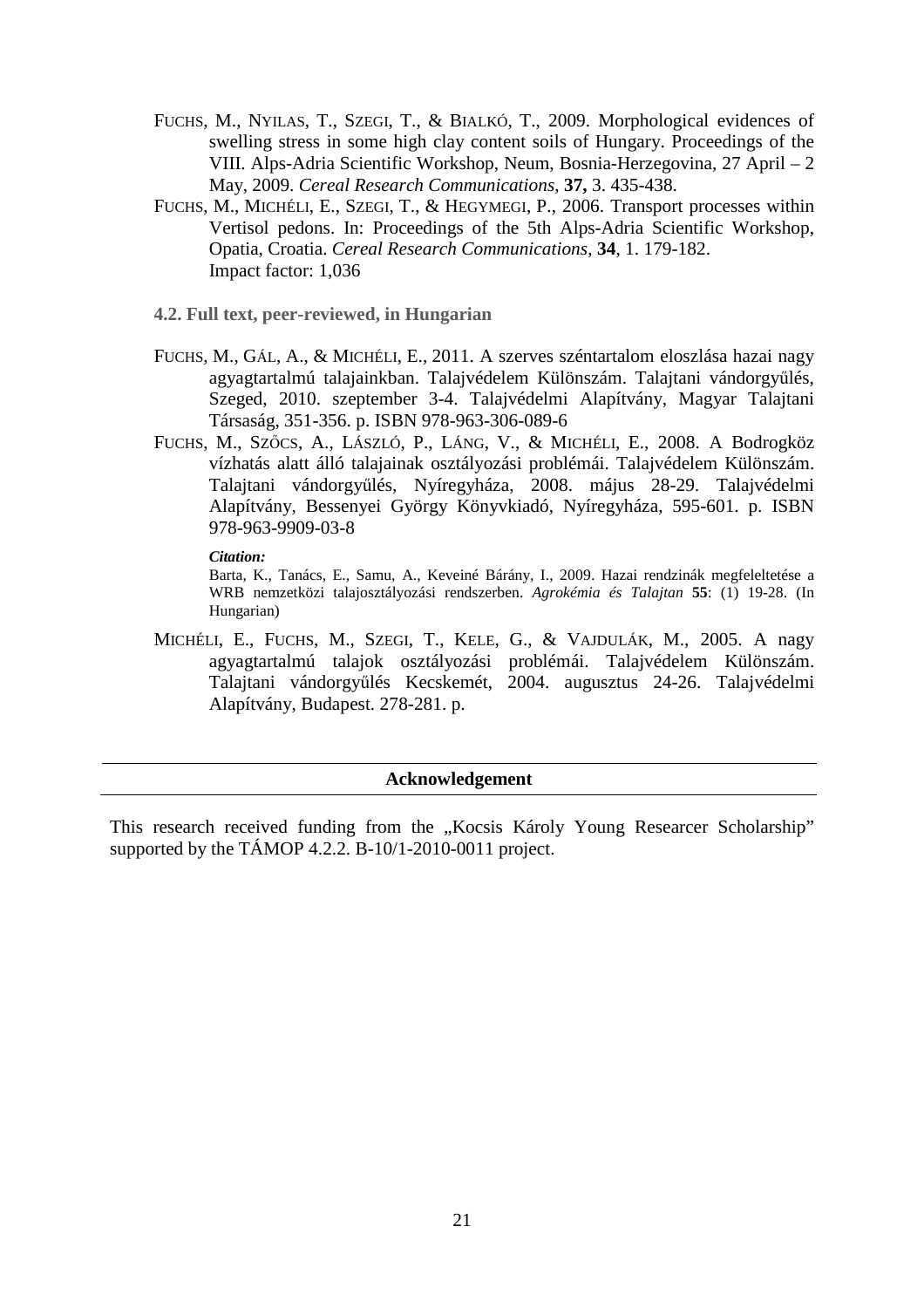FUCHS, M., NYILAS, T., SZEGI, T., & BIALKÓ, T., 2009. Morphological evidences of swelling stress in some high clay content soils of Hungary. Proceedings of the VIII. Alps-Adria Scientific Workshop, Neum, Bosnia-Herzegovina, 27 April – 2 May, 2009. *Cereal Research Communications*, **37,** 3. 435-438.

FUCHS, M., MICHÉLI, E., SZEGI, T., & HEGYMEGI, P., 2006. Transport processes within Vertisol pedons. In: Proceedings of the 5th Alps-Adria Scientific Workshop, Opatia, Croatia. *Cereal Research Communications*, **34**, 1. 179-182. Impact factor: 1,036

### 4.2. Full text, peer-reviewed, in Hungarian

FUCHS, M., GÁL, A., & MICHÉLI, E., 2011. A szerves széntartalom eloszlása hazai nagy agyagtartalmú talajainkban. Talajvédelem Különszám. Talajtani vándorgyűlés, Szeged, 2010. szeptember 3-4. Talajvédelmi Alapítvány, Magyar Talajtani Társaság, 351-356. p. ISBN 978-963-306-089-6

FUCHS, M., SZŐCS, A., LÁSZLÓ, P., LÁNG, V., & MICHÉLI, E., 2008. A Bodrogköz vízhatás alatt álló talajainak osztályozási problémái. Talajvédelem Különszám. Talajtani vándorgyűlés, Nyíregyháza, 2008. május 28-29. Talajvédelmi Alapítvány, Bessenyei György Könyvkiadó, Nyíregyháza, 595-601. p. ISBN 978-963-9909-03-8

***Citation:***

Barta, K., Tanács, E., Samu, A., Keveiné Bárány, I., 2009. Hazai rendzinák megfeleltetése a WRB nemzetközi talajosztályozási rendszerben. *Agrokémia és Talajtan* **55**: (1) 19-28. (In Hungarian)

MICHÉLI, E., FUCHS, M., SZEGI, T., KELE, G., & VAJDULÁK, M., 2005. A nagy agyagtartalmú talajok osztályozási problémái. Talajvédelem Különszám. Talajtani vándorgyűlés Kecskemét, 2004. augusztus 24-26. Talajvédelmi Alapítvány, Budapest. 278-281. p.

## Acknowledgement

This research received funding from the „Kocsis Károly Young Researcer Scholarship" supported by the TÁMOP 4.2.2. B-10/1-2010-0011 project.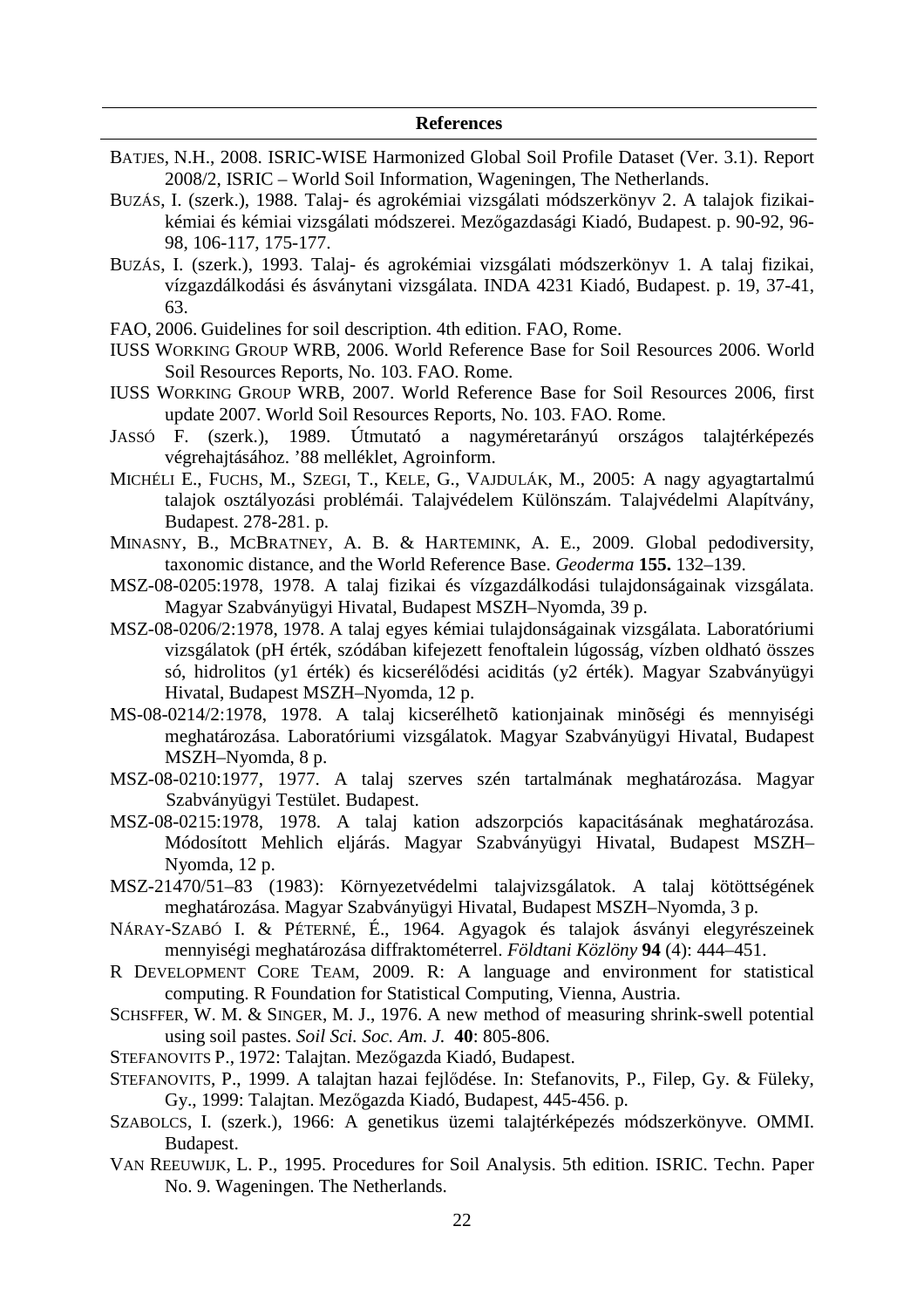## References

BATJES, N.H., 2008. ISRIC-WISE Harmonized Global Soil Profile Dataset (Ver. 3.1). Report 2008/2, ISRIC – World Soil Information, Wageningen, The Netherlands.

BUZÁS, I. (szerk.), 1988. Talaj- és agrokémiai vizsgálati módszerkönyv 2. A talajok fizikai-kémiai és kémiai vizsgálati módszerei. Mezőgazdasági Kiadó, Budapest. p. 90-92, 96-98, 106-117, 175-177.

BUZÁS, I. (szerk.), 1993. Talaj- és agrokémiai vizsgálati módszerkönyv 1. A talaj fizikai, vízgazdálkodási és ásványtani vizsgálata. INDA 4231 Kiadó, Budapest. p. 19, 37-41, 63.

FAO, 2006. Guidelines for soil description. 4th edition. FAO, Rome.

IUSS WORKING GROUP WRB, 2006. World Reference Base for Soil Resources 2006. World Soil Resources Reports, No. 103. FAO. Rome.

IUSS WORKING GROUP WRB, 2007. World Reference Base for Soil Resources 2006, first update 2007. World Soil Resources Reports, No. 103. FAO. Rome.

JASSÓ F. (szerk.), 1989. Útmutató a nagyméretarányú országos talajtérképezés végrehajtásához. '88 melléklet, Agroinform.

MICHÉLI E., FUCHS, M., SZEGI, T., KELE, G., VAJDULÁK, M., 2005: A nagy agyagtartalmú talajok osztályozási problémái. Talajvédelem Különszám. Talajvédelmi Alapítvány, Budapest. 278-281. p.

MINASNY, B., MCBRATNEY, A. B. & HARTEMINK, A. E., 2009. Global pedodiversity, taxonomic distance, and the World Reference Base. *Geoderma* **155.** 132–139.

MSZ-08-0205:1978, 1978. A talaj fizikai és vízgazdálkodási tulajdonságainak vizsgálata. Magyar Szabványügyi Hivatal, Budapest MSZH–Nyomda, 39 p.

MSZ-08-0206/2:1978, 1978. A talaj egyes kémiai tulajdonságainak vizsgálata. Laboratóriumi vizsgálatok (pH érték, szódában kifejezett fenoftalein lúgosság, vízben oldható összes só, hidrolitos (y1 érték) és kicserélődési aciditás (y2 érték). Magyar Szabványügyi Hivatal, Budapest MSZH–Nyomda, 12 p.

MS-08-0214/2:1978, 1978. A talaj kicserélhetõ kationjainak minõségi és mennyiségi meghatározása. Laboratóriumi vizsgálatok. Magyar Szabványügyi Hivatal, Budapest MSZH–Nyomda, 8 p.

MSZ-08-0210:1977, 1977. A talaj szerves szén tartalmának meghatározása. Magyar Szabványügyi Testület. Budapest.

MSZ-08-0215:1978, 1978. A talaj kation adszorpciós kapacitásának meghatározása. Módosított Mehlich eljárás. Magyar Szabványügyi Hivatal, Budapest MSZH–Nyomda, 12 p.

MSZ-21470/51–83 (1983): Környezetvédelmi talajvizsgálatok. A talaj kötöttségének meghatározása. Magyar Szabványügyi Hivatal, Budapest MSZH–Nyomda, 3 p.

NÁRAY-SZABÓ I. & PÉTERNÉ, É., 1964. Agyagok és talajok ásványi elegyrészeinek mennyiségi meghatározása diffraktométerrel. *Földtani Közlöny* **94** (4): 444–451.

R DEVELOPMENT CORE TEAM, 2009. R: A language and environment for statistical computing. R Foundation for Statistical Computing, Vienna, Austria.

SCHSFFER, W. M. & SINGER, M. J., 1976. A new method of measuring shrink-swell potential using soil pastes. *Soil Sci. Soc. Am. J.* **40**: 805-806.

STEFANOVITS P., 1972: Talajtan. Mezőgazda Kiadó, Budapest.

STEFANOVITS, P., 1999. A talajtan hazai fejlődése. In: Stefanovits, P., Filep, Gy. & Füleky, Gy., 1999: Talajtan. Mezőgazda Kiadó, Budapest, 445-456. p.

SZABOLCS, I. (szerk.), 1966: A genetikus üzemi talajtérképezés módszerkönyve. OMMI. Budapest.

VAN REEUWIJK, L. P., 1995. Procedures for Soil Analysis. 5th edition. ISRIC. Techn. Paper No. 9. Wageningen. The Netherlands.